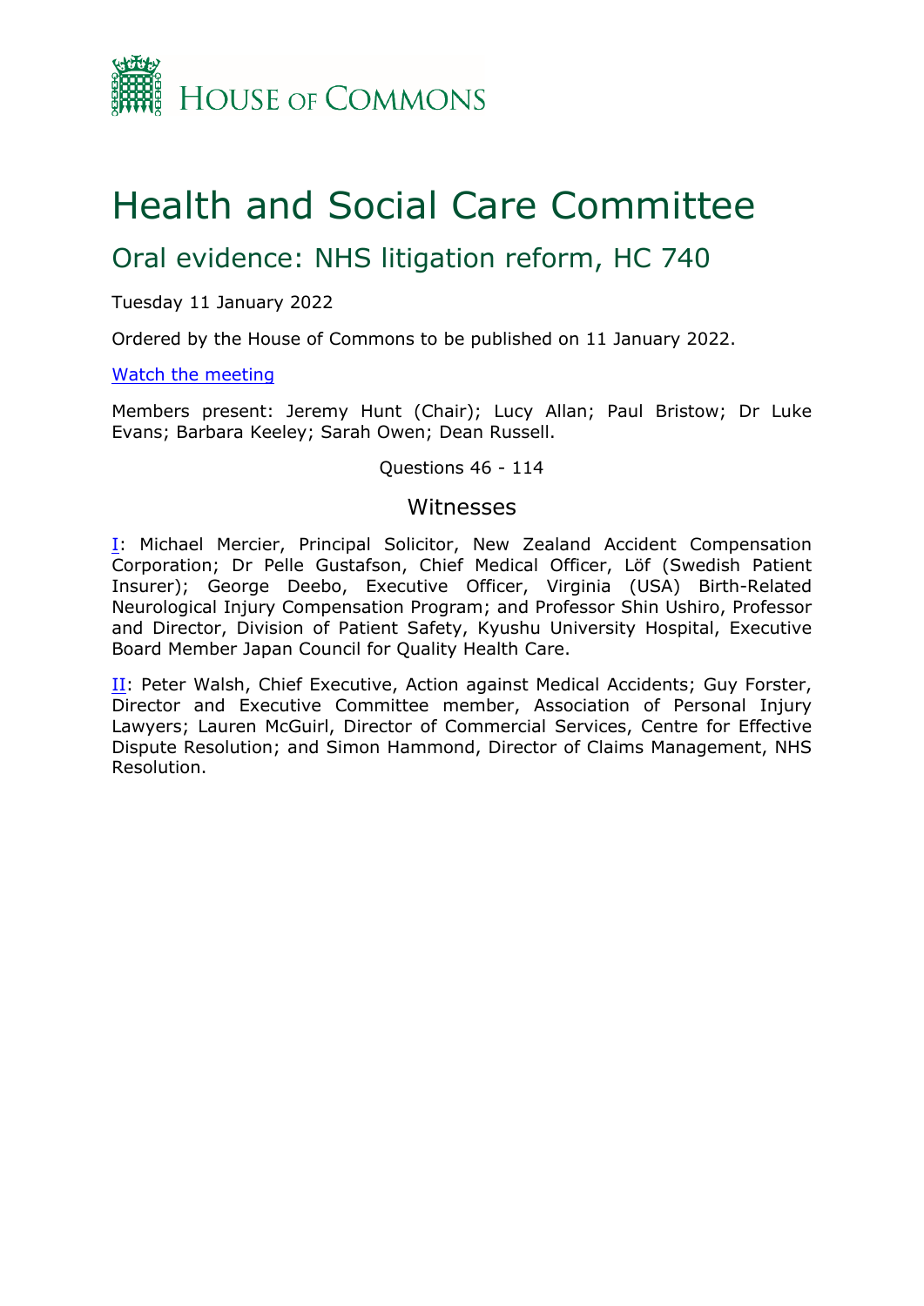House of Commons

# Health and Social Care Committee

## Oral evidence: NHS litigation reform, HC 740

Tuesday 11 January 2022

Ordered by the House of Commons to be published on 11 January 2022.

[Watch the meeting](#)

Members present: Jeremy Hunt (Chair); Lucy Allan; Paul Bristow; Dr Luke Evans; Barbara Keeley; Sarah Owen; Dean Russell.

Questions 46 - 114

### Witnesses

[I](#): Michael Mercier, Principal Solicitor, New Zealand Accident Compensation Corporation; Dr Pelle Gustafson, Chief Medical Officer, Löf (Swedish Patient Insurer); George Deebo, Executive Officer, Virginia (USA) Birth-Related Neurological Injury Compensation Program; and Professor Shin Ushiro, Professor and Director, Division of Patient Safety, Kyushu University Hospital, Executive Board Member Japan Council for Quality Health Care.

[II](#): Peter Walsh, Chief Executive, Action against Medical Accidents; Guy Forster, Director and Executive Committee member, Association of Personal Injury Lawyers; Lauren McGuirl, Director of Commercial Services, Centre for Effective Dispute Resolution; and Simon Hammond, Director of Claims Management, NHS Resolution.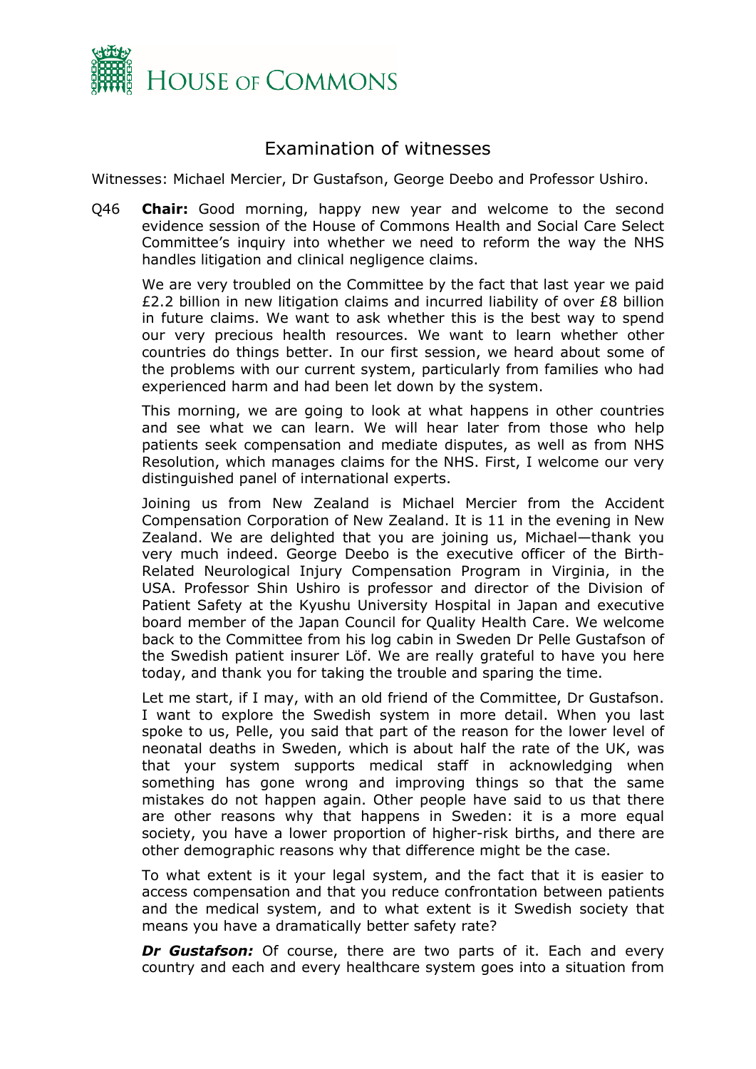# Examination of witnesses

Witnesses: Michael Mercier, Dr Gustafson, George Deebo and Professor Ushiro.

Q46 **Chair:** Good morning, happy new year and welcome to the second evidence session of the House of Commons Health and Social Care Select Committee's inquiry into whether we need to reform the way the NHS handles litigation and clinical negligence claims.

We are very troubled on the Committee by the fact that last year we paid £2.2 billion in new litigation claims and incurred liability of over £8 billion in future claims. We want to ask whether this is the best way to spend our very precious health resources. We want to learn whether other countries do things better. In our first session, we heard about some of the problems with our current system, particularly from families who had experienced harm and had been let down by the system.

This morning, we are going to look at what happens in other countries and see what we can learn. We will hear later from those who help patients seek compensation and mediate disputes, as well as from NHS Resolution, which manages claims for the NHS. First, I welcome our very distinguished panel of international experts.

Joining us from New Zealand is Michael Mercier from the Accident Compensation Corporation of New Zealand. It is 11 in the evening in New Zealand. We are delighted that you are joining us, Michael—thank you very much indeed. George Deebo is the executive officer of the Birth-Related Neurological Injury Compensation Program in Virginia, in the USA. Professor Shin Ushiro is professor and director of the Division of Patient Safety at the Kyushu University Hospital in Japan and executive board member of the Japan Council for Quality Health Care. We welcome back to the Committee from his log cabin in Sweden Dr Pelle Gustafson of the Swedish patient insurer Löf. We are really grateful to have you here today, and thank you for taking the trouble and sparing the time.

Let me start, if I may, with an old friend of the Committee, Dr Gustafson. I want to explore the Swedish system in more detail. When you last spoke to us, Pelle, you said that part of the reason for the lower level of neonatal deaths in Sweden, which is about half the rate of the UK, was that your system supports medical staff in acknowledging when something has gone wrong and improving things so that the same mistakes do not happen again. Other people have said to us that there are other reasons why that happens in Sweden: it is a more equal society, you have a lower proportion of higher-risk births, and there are other demographic reasons why that difference might be the case.

To what extent is it your legal system, and the fact that it is easier to access compensation and that you reduce confrontation between patients and the medical system, and to what extent is it Swedish society that means you have a dramatically better safety rate?

***Dr Gustafson:*** Of course, there are two parts of it. Each and every country and each and every healthcare system goes into a situation from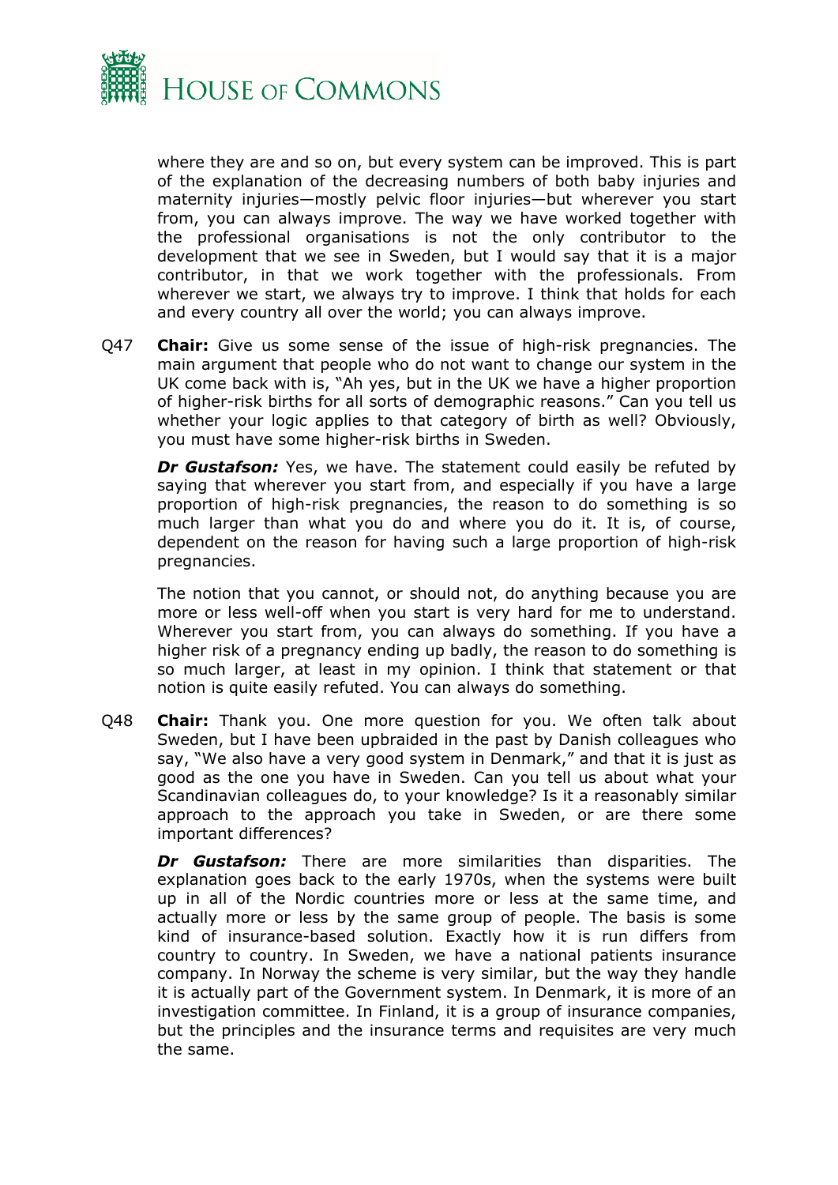where they are and so on, but every system can be improved. This is part of the explanation of the decreasing numbers of both baby injuries and maternity injuries—mostly pelvic floor injuries—but wherever you start from, you can always improve. The way we have worked together with the professional organisations is not the only contributor to the development that we see in Sweden, but I would say that it is a major contributor, in that we work together with the professionals. From wherever we start, we always try to improve. I think that holds for each and every country all over the world; you can always improve.

Q47 **Chair:** Give us some sense of the issue of high-risk pregnancies. The main argument that people who do not want to change our system in the UK come back with is, "Ah yes, but in the UK we have a higher proportion of higher-risk births for all sorts of demographic reasons." Can you tell us whether your logic applies to that category of birth as well? Obviously, you must have some higher-risk births in Sweden.

***Dr Gustafson:*** Yes, we have. The statement could easily be refuted by saying that wherever you start from, and especially if you have a large proportion of high-risk pregnancies, the reason to do something is so much larger than what you do and where you do it. It is, of course, dependent on the reason for having such a large proportion of high-risk pregnancies.

The notion that you cannot, or should not, do anything because you are more or less well-off when you start is very hard for me to understand. Wherever you start from, you can always do something. If you have a higher risk of a pregnancy ending up badly, the reason to do something is so much larger, at least in my opinion. I think that statement or that notion is quite easily refuted. You can always do something.

Q48 **Chair:** Thank you. One more question for you. We often talk about Sweden, but I have been upbraided in the past by Danish colleagues who say, "We also have a very good system in Denmark," and that it is just as good as the one you have in Sweden. Can you tell us about what your Scandinavian colleagues do, to your knowledge? Is it a reasonably similar approach to the approach you take in Sweden, or are there some important differences?

***Dr Gustafson:*** There are more similarities than disparities. The explanation goes back to the early 1970s, when the systems were built up in all of the Nordic countries more or less at the same time, and actually more or less by the same group of people. The basis is some kind of insurance-based solution. Exactly how it is run differs from country to country. In Sweden, we have a national patients insurance company. In Norway the scheme is very similar, but the way they handle it is actually part of the Government system. In Denmark, it is more of an investigation committee. In Finland, it is a group of insurance companies, but the principles and the insurance terms and requisites are very much the same.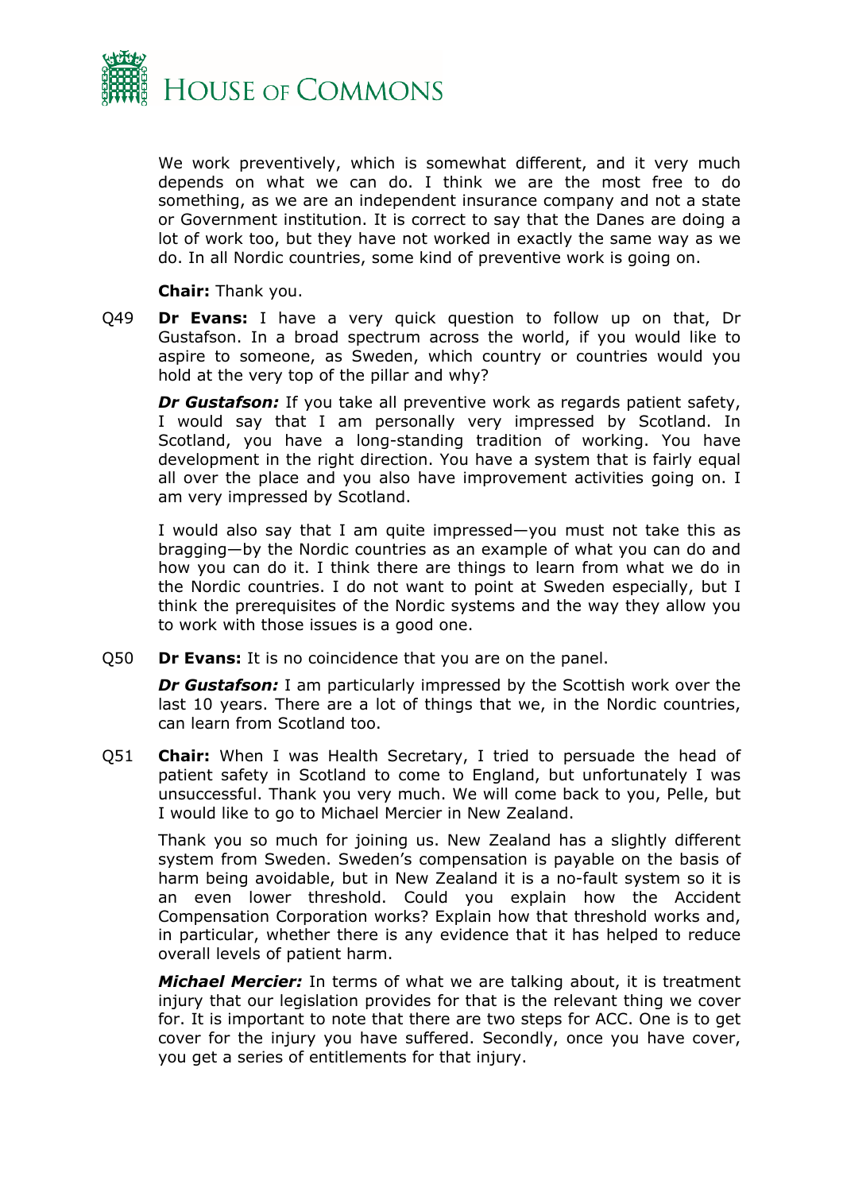We work preventively, which is somewhat different, and it very much depends on what we can do. I think we are the most free to do something, as we are an independent insurance company and not a state or Government institution. It is correct to say that the Danes are doing a lot of work too, but they have not worked in exactly the same way as we do. In all Nordic countries, some kind of preventive work is going on.

**Chair:** Thank you.

Q49 **Dr Evans:** I have a very quick question to follow up on that, Dr Gustafson. In a broad spectrum across the world, if you would like to aspire to someone, as Sweden, which country or countries would you hold at the very top of the pillar and why?

***Dr Gustafson:*** If you take all preventive work as regards patient safety, I would say that I am personally very impressed by Scotland. In Scotland, you have a long-standing tradition of working. You have development in the right direction. You have a system that is fairly equal all over the place and you also have improvement activities going on. I am very impressed by Scotland.

I would also say that I am quite impressed—you must not take this as bragging—by the Nordic countries as an example of what you can do and how you can do it. I think there are things to learn from what we do in the Nordic countries. I do not want to point at Sweden especially, but I think the prerequisites of the Nordic systems and the way they allow you to work with those issues is a good one.

Q50 **Dr Evans:** It is no coincidence that you are on the panel.

***Dr Gustafson:*** I am particularly impressed by the Scottish work over the last 10 years. There are a lot of things that we, in the Nordic countries, can learn from Scotland too.

Q51 **Chair:** When I was Health Secretary, I tried to persuade the head of patient safety in Scotland to come to England, but unfortunately I was unsuccessful. Thank you very much. We will come back to you, Pelle, but I would like to go to Michael Mercier in New Zealand.

Thank you so much for joining us. New Zealand has a slightly different system from Sweden. Sweden's compensation is payable on the basis of harm being avoidable, but in New Zealand it is a no-fault system so it is an even lower threshold. Could you explain how the Accident Compensation Corporation works? Explain how that threshold works and, in particular, whether there is any evidence that it has helped to reduce overall levels of patient harm.

***Michael Mercier:*** In terms of what we are talking about, it is treatment injury that our legislation provides for that is the relevant thing we cover for. It is important to note that there are two steps for ACC. One is to get cover for the injury you have suffered. Secondly, once you have cover, you get a series of entitlements for that injury.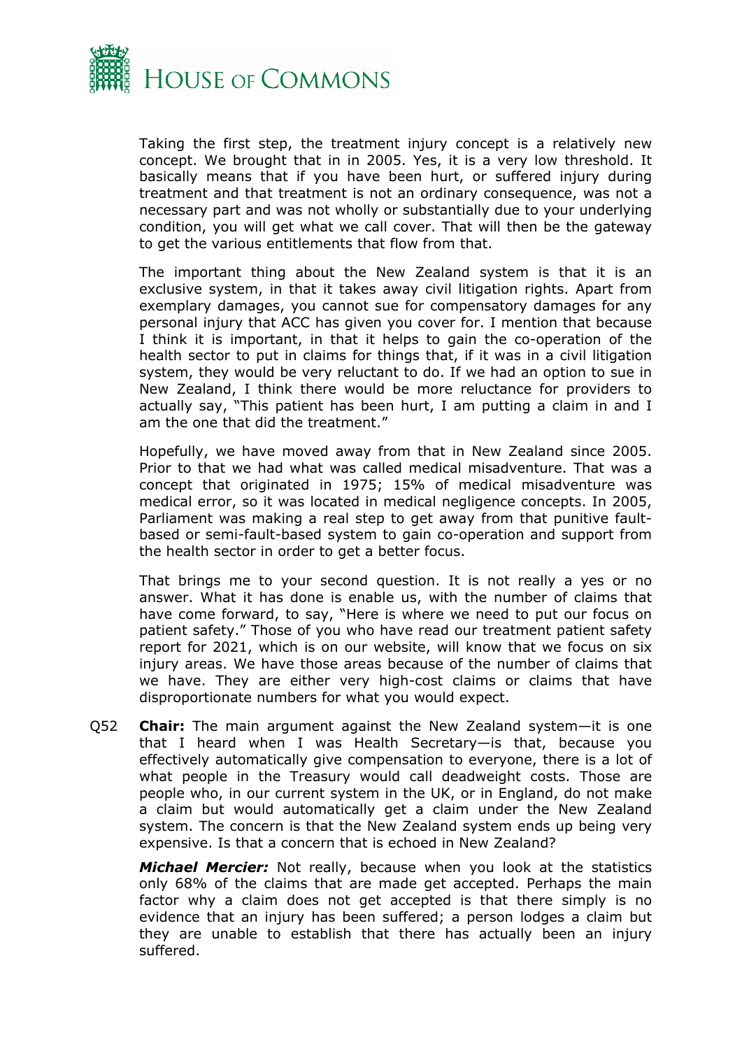Taking the first step, the treatment injury concept is a relatively new concept. We brought that in in 2005. Yes, it is a very low threshold. It basically means that if you have been hurt, or suffered injury during treatment and that treatment is not an ordinary consequence, was not a necessary part and was not wholly or substantially due to your underlying condition, you will get what we call cover. That will then be the gateway to get the various entitlements that flow from that.

The important thing about the New Zealand system is that it is an exclusive system, in that it takes away civil litigation rights. Apart from exemplary damages, you cannot sue for compensatory damages for any personal injury that ACC has given you cover for. I mention that because I think it is important, in that it helps to gain the co-operation of the health sector to put in claims for things that, if it was in a civil litigation system, they would be very reluctant to do. If we had an option to sue in New Zealand, I think there would be more reluctance for providers to actually say, "This patient has been hurt, I am putting a claim in and I am the one that did the treatment."

Hopefully, we have moved away from that in New Zealand since 2005. Prior to that we had what was called medical misadventure. That was a concept that originated in 1975; 15% of medical misadventure was medical error, so it was located in medical negligence concepts. In 2005, Parliament was making a real step to get away from that punitive fault-based or semi-fault-based system to gain co-operation and support from the health sector in order to get a better focus.

That brings me to your second question. It is not really a yes or no answer. What it has done is enable us, with the number of claims that have come forward, to say, "Here is where we need to put our focus on patient safety." Those of you who have read our treatment patient safety report for 2021, which is on our website, will know that we focus on six injury areas. We have those areas because of the number of claims that we have. They are either very high-cost claims or claims that have disproportionate numbers for what you would expect.

Q52 **Chair:** The main argument against the New Zealand system—it is one that I heard when I was Health Secretary—is that, because you effectively automatically give compensation to everyone, there is a lot of what people in the Treasury would call deadweight costs. Those are people who, in our current system in the UK, or in England, do not make a claim but would automatically get a claim under the New Zealand system. The concern is that the New Zealand system ends up being very expensive. Is that a concern that is echoed in New Zealand?

***Michael Mercier:*** Not really, because when you look at the statistics only 68% of the claims that are made get accepted. Perhaps the main factor why a claim does not get accepted is that there simply is no evidence that an injury has been suffered; a person lodges a claim but they are unable to establish that there has actually been an injury suffered.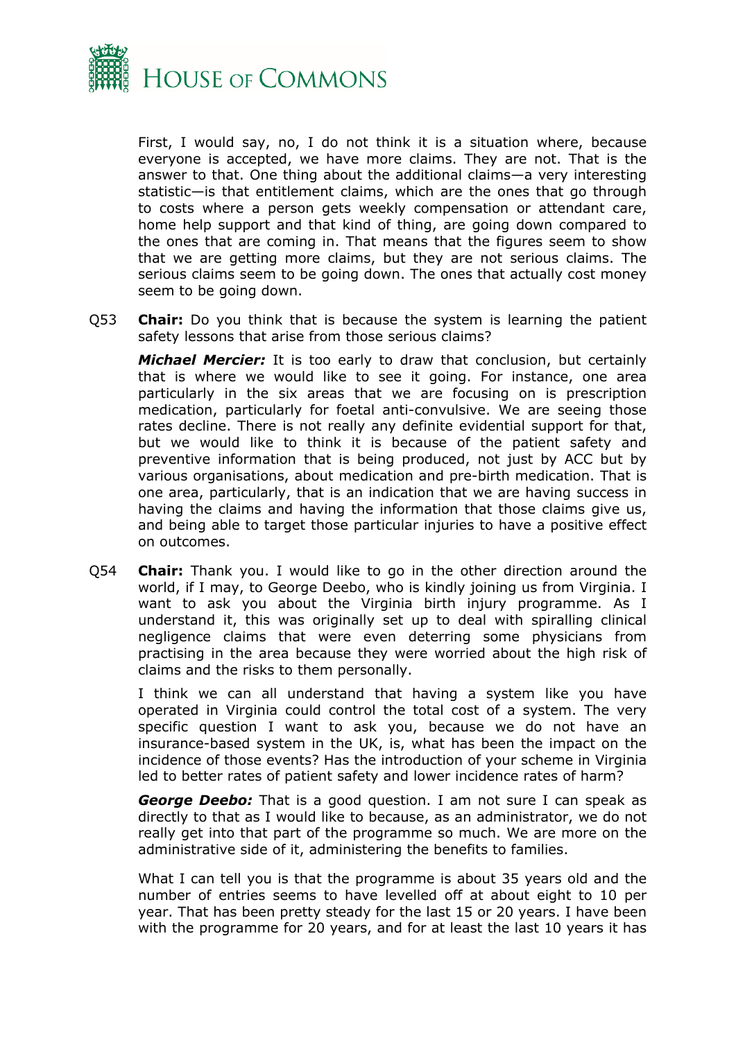First, I would say, no, I do not think it is a situation where, because everyone is accepted, we have more claims. They are not. That is the answer to that. One thing about the additional claims—a very interesting statistic—is that entitlement claims, which are the ones that go through to costs where a person gets weekly compensation or attendant care, home help support and that kind of thing, are going down compared to the ones that are coming in. That means that the figures seem to show that we are getting more claims, but they are not serious claims. The serious claims seem to be going down. The ones that actually cost money seem to be going down.

Q53 **Chair:** Do you think that is because the system is learning the patient safety lessons that arise from those serious claims?

***Michael Mercier:*** It is too early to draw that conclusion, but certainly that is where we would like to see it going. For instance, one area particularly in the six areas that we are focusing on is prescription medication, particularly for foetal anti-convulsive. We are seeing those rates decline. There is not really any definite evidential support for that, but we would like to think it is because of the patient safety and preventive information that is being produced, not just by ACC but by various organisations, about medication and pre-birth medication. That is one area, particularly, that is an indication that we are having success in having the claims and having the information that those claims give us, and being able to target those particular injuries to have a positive effect on outcomes.

Q54 **Chair:** Thank you. I would like to go in the other direction around the world, if I may, to George Deebo, who is kindly joining us from Virginia. I want to ask you about the Virginia birth injury programme. As I understand it, this was originally set up to deal with spiralling clinical negligence claims that were even deterring some physicians from practising in the area because they were worried about the high risk of claims and the risks to them personally.

I think we can all understand that having a system like you have operated in Virginia could control the total cost of a system. The very specific question I want to ask you, because we do not have an insurance-based system in the UK, is, what has been the impact on the incidence of those events? Has the introduction of your scheme in Virginia led to better rates of patient safety and lower incidence rates of harm?

***George Deebo:*** That is a good question. I am not sure I can speak as directly to that as I would like to because, as an administrator, we do not really get into that part of the programme so much. We are more on the administrative side of it, administering the benefits to families.

What I can tell you is that the programme is about 35 years old and the number of entries seems to have levelled off at about eight to 10 per year. That has been pretty steady for the last 15 or 20 years. I have been with the programme for 20 years, and for at least the last 10 years it has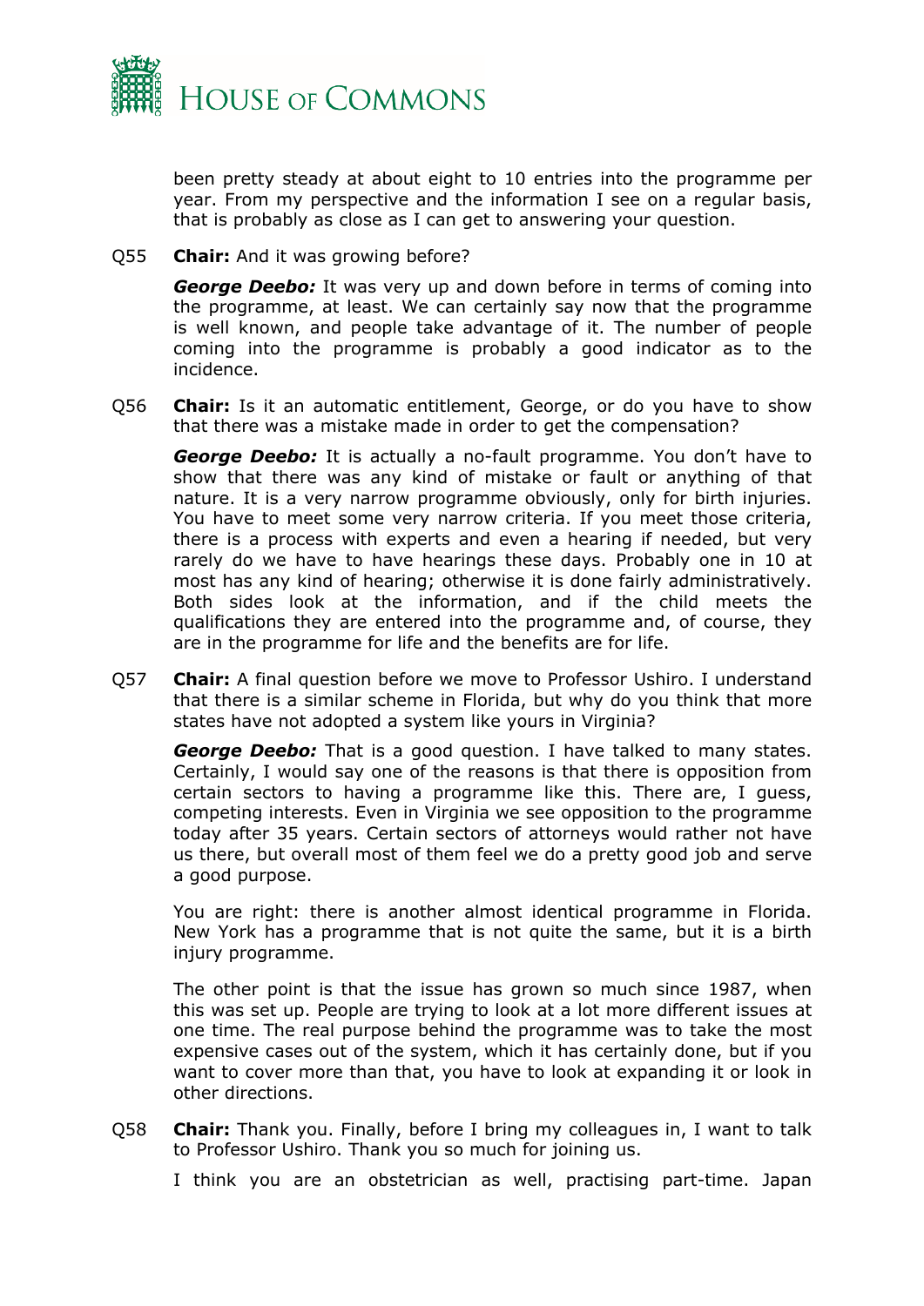been pretty steady at about eight to 10 entries into the programme per year. From my perspective and the information I see on a regular basis, that is probably as close as I can get to answering your question.

Q55 **Chair:** And it was growing before?

***George Deebo:*** It was very up and down before in terms of coming into the programme, at least. We can certainly say now that the programme is well known, and people take advantage of it. The number of people coming into the programme is probably a good indicator as to the incidence.

Q56 **Chair:** Is it an automatic entitlement, George, or do you have to show that there was a mistake made in order to get the compensation?

***George Deebo:*** It is actually a no-fault programme. You don't have to show that there was any kind of mistake or fault or anything of that nature. It is a very narrow programme obviously, only for birth injuries. You have to meet some very narrow criteria. If you meet those criteria, there is a process with experts and even a hearing if needed, but very rarely do we have to have hearings these days. Probably one in 10 at most has any kind of hearing; otherwise it is done fairly administratively. Both sides look at the information, and if the child meets the qualifications they are entered into the programme and, of course, they are in the programme for life and the benefits are for life.

Q57 **Chair:** A final question before we move to Professor Ushiro. I understand that there is a similar scheme in Florida, but why do you think that more states have not adopted a system like yours in Virginia?

***George Deebo:*** That is a good question. I have talked to many states. Certainly, I would say one of the reasons is that there is opposition from certain sectors to having a programme like this. There are, I guess, competing interests. Even in Virginia we see opposition to the programme today after 35 years. Certain sectors of attorneys would rather not have us there, but overall most of them feel we do a pretty good job and serve a good purpose.

You are right: there is another almost identical programme in Florida. New York has a programme that is not quite the same, but it is a birth injury programme.

The other point is that the issue has grown so much since 1987, when this was set up. People are trying to look at a lot more different issues at one time. The real purpose behind the programme was to take the most expensive cases out of the system, which it has certainly done, but if you want to cover more than that, you have to look at expanding it or look in other directions.

Q58 **Chair:** Thank you. Finally, before I bring my colleagues in, I want to talk to Professor Ushiro. Thank you so much for joining us.

I think you are an obstetrician as well, practising part-time. Japan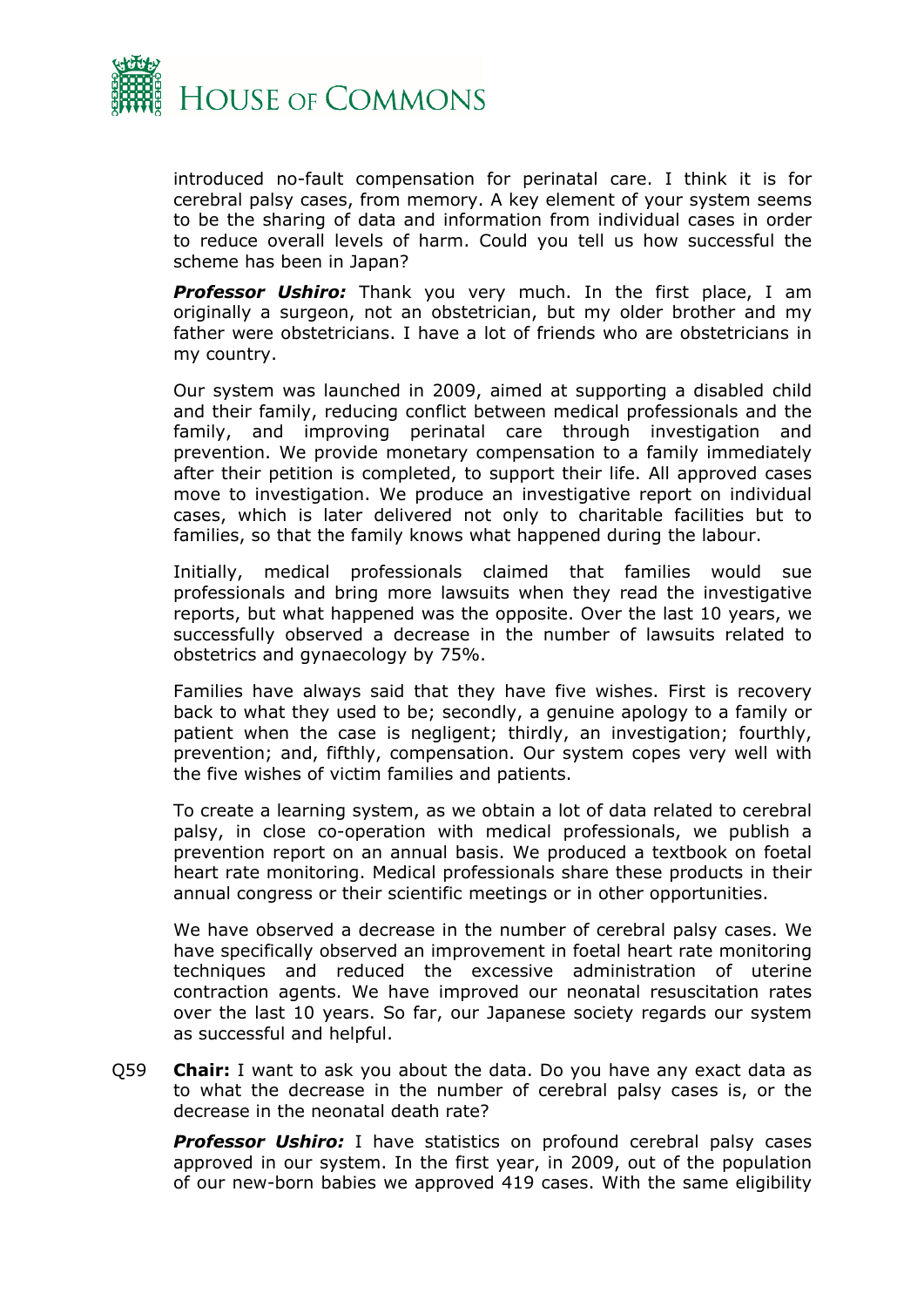introduced no-fault compensation for perinatal care. I think it is for cerebral palsy cases, from memory. A key element of your system seems to be the sharing of data and information from individual cases in order to reduce overall levels of harm. Could you tell us how successful the scheme has been in Japan?

***Professor Ushiro:*** Thank you very much. In the first place, I am originally a surgeon, not an obstetrician, but my older brother and my father were obstetricians. I have a lot of friends who are obstetricians in my country.

Our system was launched in 2009, aimed at supporting a disabled child and their family, reducing conflict between medical professionals and the family, and improving perinatal care through investigation and prevention. We provide monetary compensation to a family immediately after their petition is completed, to support their life. All approved cases move to investigation. We produce an investigative report on individual cases, which is later delivered not only to charitable facilities but to families, so that the family knows what happened during the labour.

Initially, medical professionals claimed that families would sue professionals and bring more lawsuits when they read the investigative reports, but what happened was the opposite. Over the last 10 years, we successfully observed a decrease in the number of lawsuits related to obstetrics and gynaecology by 75%.

Families have always said that they have five wishes. First is recovery back to what they used to be; secondly, a genuine apology to a family or patient when the case is negligent; thirdly, an investigation; fourthly, prevention; and, fifthly, compensation. Our system copes very well with the five wishes of victim families and patients.

To create a learning system, as we obtain a lot of data related to cerebral palsy, in close co-operation with medical professionals, we publish a prevention report on an annual basis. We produced a textbook on foetal heart rate monitoring. Medical professionals share these products in their annual congress or their scientific meetings or in other opportunities.

We have observed a decrease in the number of cerebral palsy cases. We have specifically observed an improvement in foetal heart rate monitoring techniques and reduced the excessive administration of uterine contraction agents. We have improved our neonatal resuscitation rates over the last 10 years. So far, our Japanese society regards our system as successful and helpful.

Q59 **Chair:** I want to ask you about the data. Do you have any exact data as to what the decrease in the number of cerebral palsy cases is, or the decrease in the neonatal death rate?

***Professor Ushiro:*** I have statistics on profound cerebral palsy cases approved in our system. In the first year, in 2009, out of the population of our new-born babies we approved 419 cases. With the same eligibility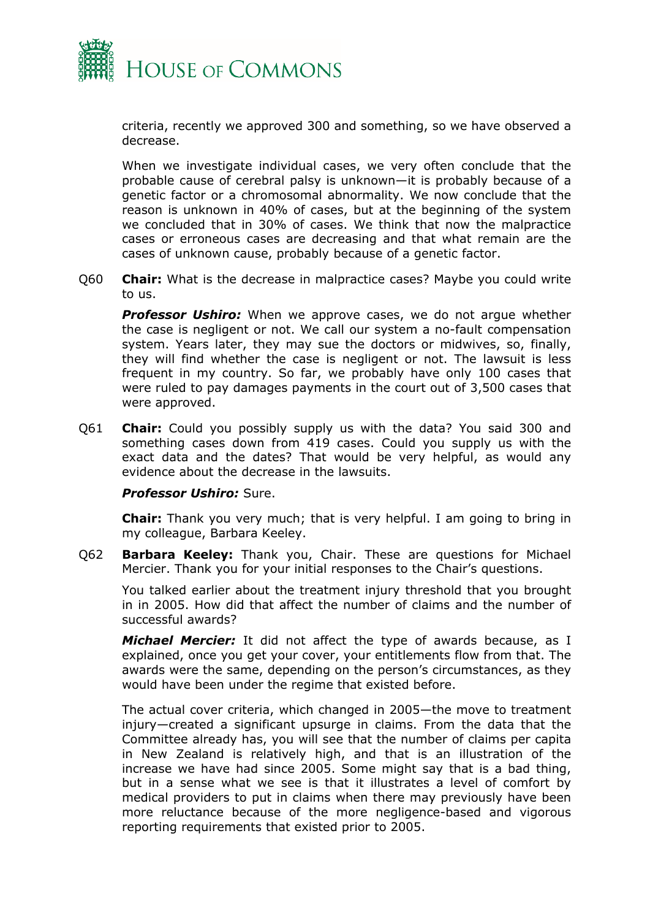criteria, recently we approved 300 and something, so we have observed a decrease.

When we investigate individual cases, we very often conclude that the probable cause of cerebral palsy is unknown—it is probably because of a genetic factor or a chromosomal abnormality. We now conclude that the reason is unknown in 40% of cases, but at the beginning of the system we concluded that in 30% of cases. We think that now the malpractice cases or erroneous cases are decreasing and that what remain are the cases of unknown cause, probably because of a genetic factor.

Q60 **Chair:** What is the decrease in malpractice cases? Maybe you could write to us.

***Professor Ushiro:*** When we approve cases, we do not argue whether the case is negligent or not. We call our system a no-fault compensation system. Years later, they may sue the doctors or midwives, so, finally, they will find whether the case is negligent or not. The lawsuit is less frequent in my country. So far, we probably have only 100 cases that were ruled to pay damages payments in the court out of 3,500 cases that were approved.

Q61 **Chair:** Could you possibly supply us with the data? You said 300 and something cases down from 419 cases. Could you supply us with the exact data and the dates? That would be very helpful, as would any evidence about the decrease in the lawsuits.

***Professor Ushiro:*** Sure.

**Chair:** Thank you very much; that is very helpful. I am going to bring in my colleague, Barbara Keeley.

Q62 **Barbara Keeley:** Thank you, Chair. These are questions for Michael Mercier. Thank you for your initial responses to the Chair's questions.

You talked earlier about the treatment injury threshold that you brought in in 2005. How did that affect the number of claims and the number of successful awards?

***Michael Mercier:*** It did not affect the type of awards because, as I explained, once you get your cover, your entitlements flow from that. The awards were the same, depending on the person's circumstances, as they would have been under the regime that existed before.

The actual cover criteria, which changed in 2005—the move to treatment injury—created a significant upsurge in claims. From the data that the Committee already has, you will see that the number of claims per capita in New Zealand is relatively high, and that is an illustration of the increase we have had since 2005. Some might say that is a bad thing, but in a sense what we see is that it illustrates a level of comfort by medical providers to put in claims when there may previously have been more reluctance because of the more negligence-based and vigorous reporting requirements that existed prior to 2005.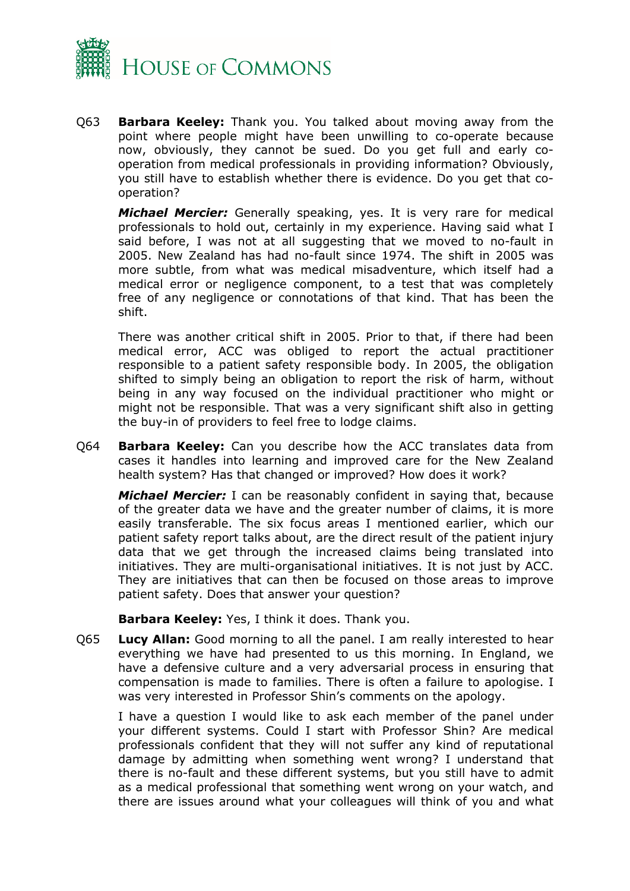Q63 **Barbara Keeley:** Thank you. You talked about moving away from the point where people might have been unwilling to co-operate because now, obviously, they cannot be sued. Do you get full and early co-operation from medical professionals in providing information? Obviously, you still have to establish whether there is evidence. Do you get that co-operation?

***Michael Mercier:*** Generally speaking, yes. It is very rare for medical professionals to hold out, certainly in my experience. Having said what I said before, I was not at all suggesting that we moved to no-fault in 2005. New Zealand has had no-fault since 1974. The shift in 2005 was more subtle, from what was medical misadventure, which itself had a medical error or negligence component, to a test that was completely free of any negligence or connotations of that kind. That has been the shift.

There was another critical shift in 2005. Prior to that, if there had been medical error, ACC was obliged to report the actual practitioner responsible to a patient safety responsible body. In 2005, the obligation shifted to simply being an obligation to report the risk of harm, without being in any way focused on the individual practitioner who might or might not be responsible. That was a very significant shift also in getting the buy-in of providers to feel free to lodge claims.

Q64 **Barbara Keeley:** Can you describe how the ACC translates data from cases it handles into learning and improved care for the New Zealand health system? Has that changed or improved? How does it work?

***Michael Mercier:*** I can be reasonably confident in saying that, because of the greater data we have and the greater number of claims, it is more easily transferable. The six focus areas I mentioned earlier, which our patient safety report talks about, are the direct result of the patient injury data that we get through the increased claims being translated into initiatives. They are multi-organisational initiatives. It is not just by ACC. They are initiatives that can then be focused on those areas to improve patient safety. Does that answer your question?

**Barbara Keeley:** Yes, I think it does. Thank you.

Q65 **Lucy Allan:** Good morning to all the panel. I am really interested to hear everything we have had presented to us this morning. In England, we have a defensive culture and a very adversarial process in ensuring that compensation is made to families. There is often a failure to apologise. I was very interested in Professor Shin's comments on the apology.

I have a question I would like to ask each member of the panel under your different systems. Could I start with Professor Shin? Are medical professionals confident that they will not suffer any kind of reputational damage by admitting when something went wrong? I understand that there is no-fault and these different systems, but you still have to admit as a medical professional that something went wrong on your watch, and there are issues around what your colleagues will think of you and what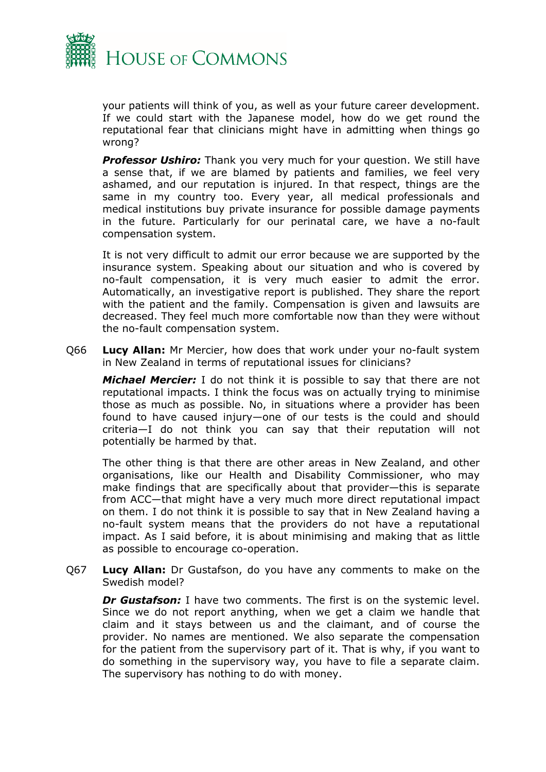your patients will think of you, as well as your future career development. If we could start with the Japanese model, how do we get round the reputational fear that clinicians might have in admitting when things go wrong?

***Professor Ushiro:*** Thank you very much for your question. We still have a sense that, if we are blamed by patients and families, we feel very ashamed, and our reputation is injured. In that respect, things are the same in my country too. Every year, all medical professionals and medical institutions buy private insurance for possible damage payments in the future. Particularly for our perinatal care, we have a no-fault compensation system.

It is not very difficult to admit our error because we are supported by the insurance system. Speaking about our situation and who is covered by no-fault compensation, it is very much easier to admit the error. Automatically, an investigative report is published. They share the report with the patient and the family. Compensation is given and lawsuits are decreased. They feel much more comfortable now than they were without the no-fault compensation system.

Q66 **Lucy Allan:** Mr Mercier, how does that work under your no-fault system in New Zealand in terms of reputational issues for clinicians?

***Michael Mercier:*** I do not think it is possible to say that there are not reputational impacts. I think the focus was on actually trying to minimise those as much as possible. No, in situations where a provider has been found to have caused injury—one of our tests is the could and should criteria—I do not think you can say that their reputation will not potentially be harmed by that.

The other thing is that there are other areas in New Zealand, and other organisations, like our Health and Disability Commissioner, who may make findings that are specifically about that provider—this is separate from ACC—that might have a very much more direct reputational impact on them. I do not think it is possible to say that in New Zealand having a no-fault system means that the providers do not have a reputational impact. As I said before, it is about minimising and making that as little as possible to encourage co-operation.

Q67 **Lucy Allan:** Dr Gustafson, do you have any comments to make on the Swedish model?

***Dr Gustafson:*** I have two comments. The first is on the systemic level. Since we do not report anything, when we get a claim we handle that claim and it stays between us and the claimant, and of course the provider. No names are mentioned. We also separate the compensation for the patient from the supervisory part of it. That is why, if you want to do something in the supervisory way, you have to file a separate claim. The supervisory has nothing to do with money.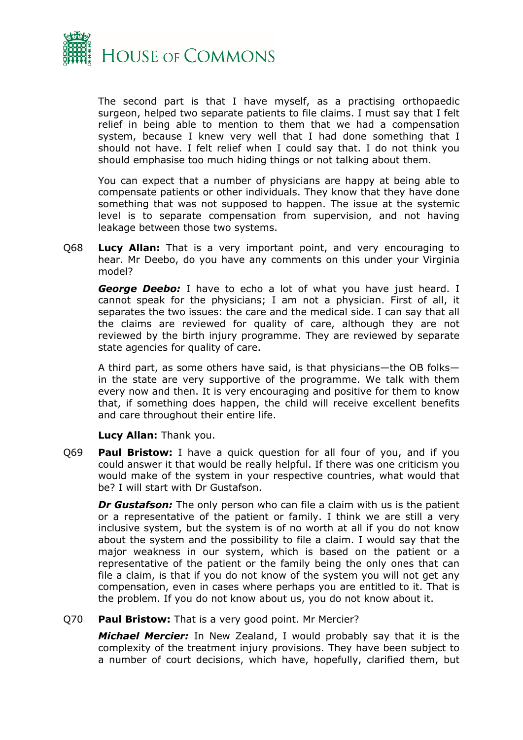The second part is that I have myself, as a practising orthopaedic surgeon, helped two separate patients to file claims. I must say that I felt relief in being able to mention to them that we had a compensation system, because I knew very well that I had done something that I should not have. I felt relief when I could say that. I do not think you should emphasise too much hiding things or not talking about them.

You can expect that a number of physicians are happy at being able to compensate patients or other individuals. They know that they have done something that was not supposed to happen. The issue at the systemic level is to separate compensation from supervision, and not having leakage between those two systems.

Q68 **Lucy Allan:** That is a very important point, and very encouraging to hear. Mr Deebo, do you have any comments on this under your Virginia model?

***George Deebo:*** I have to echo a lot of what you have just heard. I cannot speak for the physicians; I am not a physician. First of all, it separates the two issues: the care and the medical side. I can say that all the claims are reviewed for quality of care, although they are not reviewed by the birth injury programme. They are reviewed by separate state agencies for quality of care.

A third part, as some others have said, is that physicians—the OB folks—in the state are very supportive of the programme. We talk with them every now and then. It is very encouraging and positive for them to know that, if something does happen, the child will receive excellent benefits and care throughout their entire life.

**Lucy Allan:** Thank you.

Q69 **Paul Bristow:** I have a quick question for all four of you, and if you could answer it that would be really helpful. If there was one criticism you would make of the system in your respective countries, what would that be? I will start with Dr Gustafson.

***Dr Gustafson:*** The only person who can file a claim with us is the patient or a representative of the patient or family. I think we are still a very inclusive system, but the system is of no worth at all if you do not know about the system and the possibility to file a claim. I would say that the major weakness in our system, which is based on the patient or a representative of the patient or the family being the only ones that can file a claim, is that if you do not know of the system you will not get any compensation, even in cases where perhaps you are entitled to it. That is the problem. If you do not know about us, you do not know about it.

Q70 **Paul Bristow:** That is a very good point. Mr Mercier?

***Michael Mercier:*** In New Zealand, I would probably say that it is the complexity of the treatment injury provisions. They have been subject to a number of court decisions, which have, hopefully, clarified them, but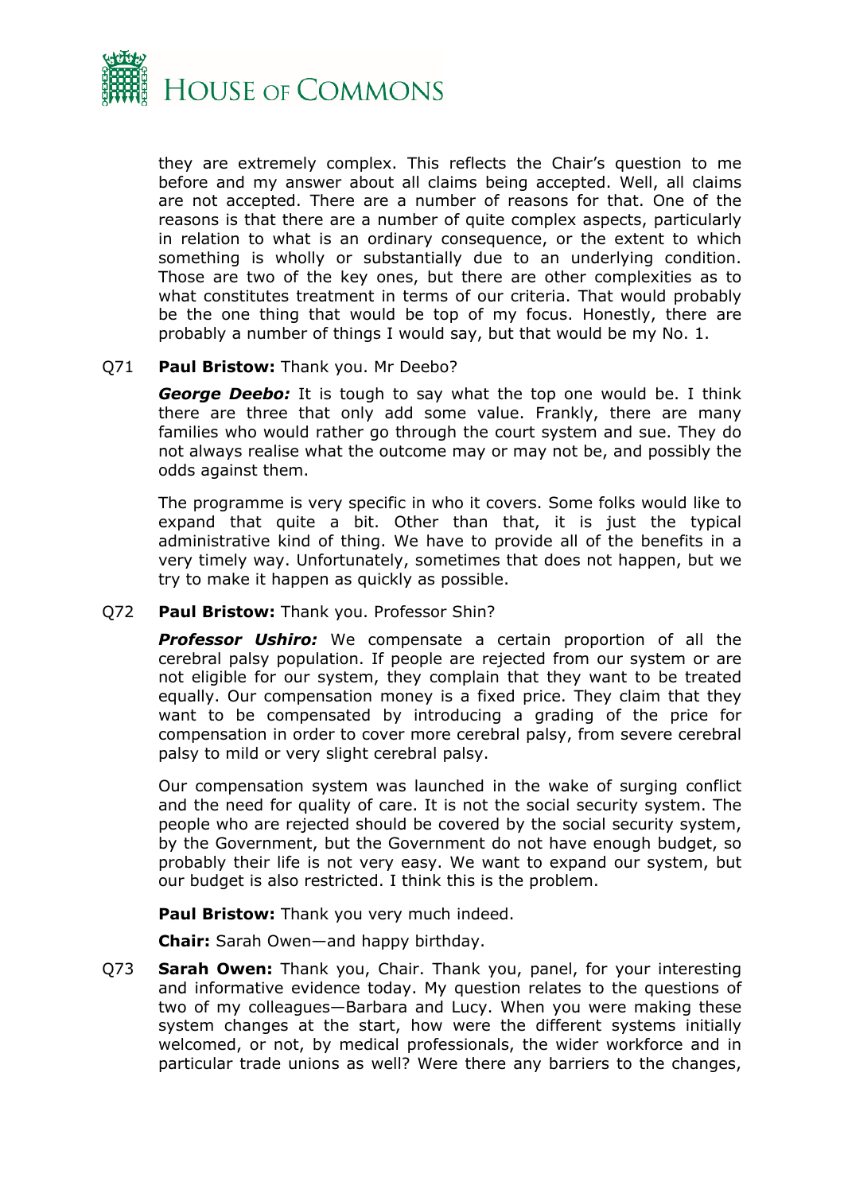they are extremely complex. This reflects the Chair's question to me before and my answer about all claims being accepted. Well, all claims are not accepted. There are a number of reasons for that. One of the reasons is that there are a number of quite complex aspects, particularly in relation to what is an ordinary consequence, or the extent to which something is wholly or substantially due to an underlying condition. Those are two of the key ones, but there are other complexities as to what constitutes treatment in terms of our criteria. That would probably be the one thing that would be top of my focus. Honestly, there are probably a number of things I would say, but that would be my No. 1.

Q71 **Paul Bristow:** Thank you. Mr Deebo?

***George Deebo:*** It is tough to say what the top one would be. I think there are three that only add some value. Frankly, there are many families who would rather go through the court system and sue. They do not always realise what the outcome may or may not be, and possibly the odds against them.

The programme is very specific in who it covers. Some folks would like to expand that quite a bit. Other than that, it is just the typical administrative kind of thing. We have to provide all of the benefits in a very timely way. Unfortunately, sometimes that does not happen, but we try to make it happen as quickly as possible.

Q72 **Paul Bristow:** Thank you. Professor Shin?

***Professor Ushiro:*** We compensate a certain proportion of all the cerebral palsy population. If people are rejected from our system or are not eligible for our system, they complain that they want to be treated equally. Our compensation money is a fixed price. They claim that they want to be compensated by introducing a grading of the price for compensation in order to cover more cerebral palsy, from severe cerebral palsy to mild or very slight cerebral palsy.

Our compensation system was launched in the wake of surging conflict and the need for quality of care. It is not the social security system. The people who are rejected should be covered by the social security system, by the Government, but the Government do not have enough budget, so probably their life is not very easy. We want to expand our system, but our budget is also restricted. I think this is the problem.

**Paul Bristow:** Thank you very much indeed.

**Chair:** Sarah Owen—and happy birthday.

Q73 **Sarah Owen:** Thank you, Chair. Thank you, panel, for your interesting and informative evidence today. My question relates to the questions of two of my colleagues—Barbara and Lucy. When you were making these system changes at the start, how were the different systems initially welcomed, or not, by medical professionals, the wider workforce and in particular trade unions as well? Were there any barriers to the changes,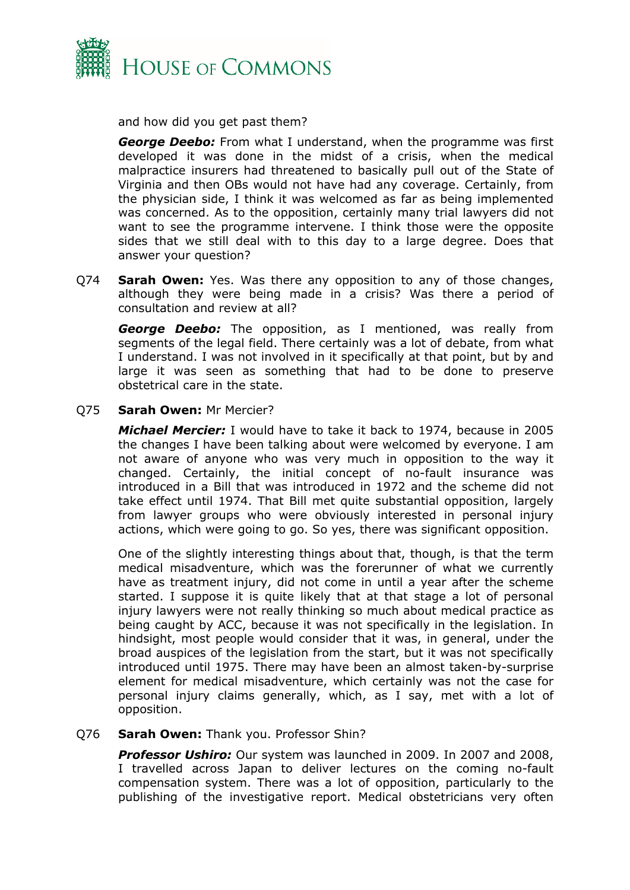and how did you get past them?

***George Deebo:*** From what I understand, when the programme was first developed it was done in the midst of a crisis, when the medical malpractice insurers had threatened to basically pull out of the State of Virginia and then OBs would not have had any coverage. Certainly, from the physician side, I think it was welcomed as far as being implemented was concerned. As to the opposition, certainly many trial lawyers did not want to see the programme intervene. I think those were the opposite sides that we still deal with to this day to a large degree. Does that answer your question?

Q74 **Sarah Owen:** Yes. Was there any opposition to any of those changes, although they were being made in a crisis? Was there a period of consultation and review at all?

***George Deebo:*** The opposition, as I mentioned, was really from segments of the legal field. There certainly was a lot of debate, from what I understand. I was not involved in it specifically at that point, but by and large it was seen as something that had to be done to preserve obstetrical care in the state.

Q75 **Sarah Owen:** Mr Mercier?

***Michael Mercier:*** I would have to take it back to 1974, because in 2005 the changes I have been talking about were welcomed by everyone. I am not aware of anyone who was very much in opposition to the way it changed. Certainly, the initial concept of no-fault insurance was introduced in a Bill that was introduced in 1972 and the scheme did not take effect until 1974. That Bill met quite substantial opposition, largely from lawyer groups who were obviously interested in personal injury actions, which were going to go. So yes, there was significant opposition.

One of the slightly interesting things about that, though, is that the term medical misadventure, which was the forerunner of what we currently have as treatment injury, did not come in until a year after the scheme started. I suppose it is quite likely that at that stage a lot of personal injury lawyers were not really thinking so much about medical practice as being caught by ACC, because it was not specifically in the legislation. In hindsight, most people would consider that it was, in general, under the broad auspices of the legislation from the start, but it was not specifically introduced until 1975. There may have been an almost taken-by-surprise element for medical misadventure, which certainly was not the case for personal injury claims generally, which, as I say, met with a lot of opposition.

Q76 **Sarah Owen:** Thank you. Professor Shin?

***Professor Ushiro:*** Our system was launched in 2009. In 2007 and 2008, I travelled across Japan to deliver lectures on the coming no-fault compensation system. There was a lot of opposition, particularly to the publishing of the investigative report. Medical obstetricians very often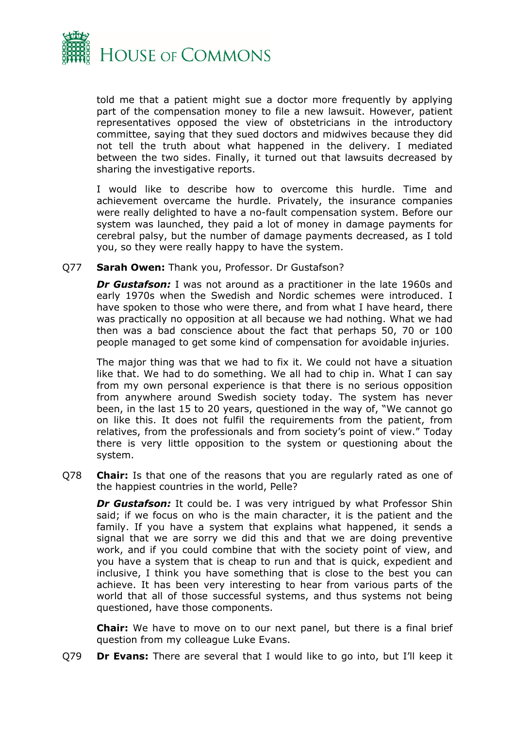told me that a patient might sue a doctor more frequently by applying part of the compensation money to file a new lawsuit. However, patient representatives opposed the view of obstetricians in the introductory committee, saying that they sued doctors and midwives because they did not tell the truth about what happened in the delivery. I mediated between the two sides. Finally, it turned out that lawsuits decreased by sharing the investigative reports.

I would like to describe how to overcome this hurdle. Time and achievement overcame the hurdle. Privately, the insurance companies were really delighted to have a no-fault compensation system. Before our system was launched, they paid a lot of money in damage payments for cerebral palsy, but the number of damage payments decreased, as I told you, so they were really happy to have the system.

Q77 **Sarah Owen:** Thank you, Professor. Dr Gustafson?

***Dr Gustafson:*** I was not around as a practitioner in the late 1960s and early 1970s when the Swedish and Nordic schemes were introduced. I have spoken to those who were there, and from what I have heard, there was practically no opposition at all because we had nothing. What we had then was a bad conscience about the fact that perhaps 50, 70 or 100 people managed to get some kind of compensation for avoidable injuries.

The major thing was that we had to fix it. We could not have a situation like that. We had to do something. We all had to chip in. What I can say from my own personal experience is that there is no serious opposition from anywhere around Swedish society today. The system has never been, in the last 15 to 20 years, questioned in the way of, "We cannot go on like this. It does not fulfil the requirements from the patient, from relatives, from the professionals and from society's point of view." Today there is very little opposition to the system or questioning about the system.

Q78 **Chair:** Is that one of the reasons that you are regularly rated as one of the happiest countries in the world, Pelle?

***Dr Gustafson:*** It could be. I was very intrigued by what Professor Shin said; if we focus on who is the main character, it is the patient and the family. If you have a system that explains what happened, it sends a signal that we are sorry we did this and that we are doing preventive work, and if you could combine that with the society point of view, and you have a system that is cheap to run and that is quick, expedient and inclusive, I think you have something that is close to the best you can achieve. It has been very interesting to hear from various parts of the world that all of those successful systems, and thus systems not being questioned, have those components.

**Chair:** We have to move on to our next panel, but there is a final brief question from my colleague Luke Evans.

Q79 **Dr Evans:** There are several that I would like to go into, but I'll keep it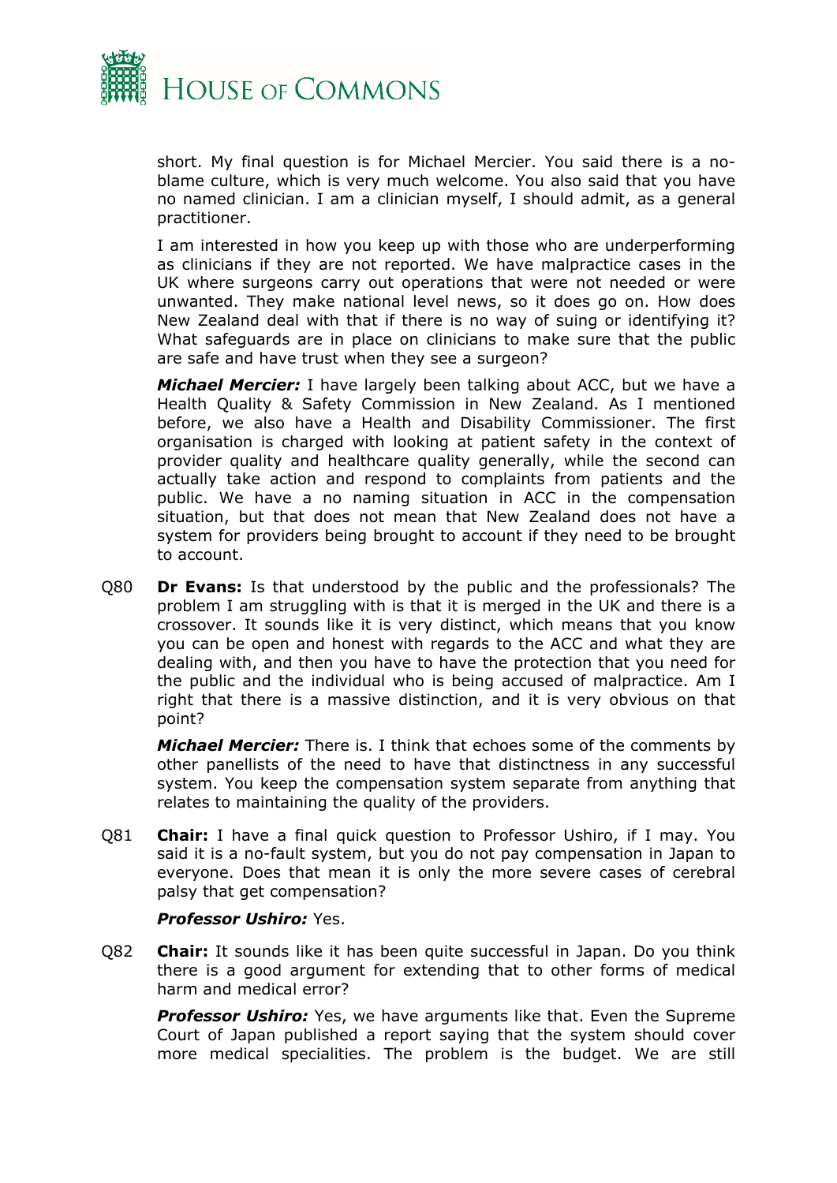short. My final question is for Michael Mercier. You said there is a no-blame culture, which is very much welcome. You also said that you have no named clinician. I am a clinician myself, I should admit, as a general practitioner.

I am interested in how you keep up with those who are underperforming as clinicians if they are not reported. We have malpractice cases in the UK where surgeons carry out operations that were not needed or were unwanted. They make national level news, so it does go on. How does New Zealand deal with that if there is no way of suing or identifying it? What safeguards are in place on clinicians to make sure that the public are safe and have trust when they see a surgeon?

***Michael Mercier:*** I have largely been talking about ACC, but we have a Health Quality & Safety Commission in New Zealand. As I mentioned before, we also have a Health and Disability Commissioner. The first organisation is charged with looking at patient safety in the context of provider quality and healthcare quality generally, while the second can actually take action and respond to complaints from patients and the public. We have a no naming situation in ACC in the compensation situation, but that does not mean that New Zealand does not have a system for providers being brought to account if they need to be brought to account.

Q80 **Dr Evans:** Is that understood by the public and the professionals? The problem I am struggling with is that it is merged in the UK and there is a crossover. It sounds like it is very distinct, which means that you know you can be open and honest with regards to the ACC and what they are dealing with, and then you have to have the protection that you need for the public and the individual who is being accused of malpractice. Am I right that there is a massive distinction, and it is very obvious on that point?

***Michael Mercier:*** There is. I think that echoes some of the comments by other panellists of the need to have that distinctness in any successful system. You keep the compensation system separate from anything that relates to maintaining the quality of the providers.

Q81 **Chair:** I have a final quick question to Professor Ushiro, if I may. You said it is a no-fault system, but you do not pay compensation in Japan to everyone. Does that mean it is only the more severe cases of cerebral palsy that get compensation?

***Professor Ushiro:*** Yes.

Q82 **Chair:** It sounds like it has been quite successful in Japan. Do you think there is a good argument for extending that to other forms of medical harm and medical error?

***Professor Ushiro:*** Yes, we have arguments like that. Even the Supreme Court of Japan published a report saying that the system should cover more medical specialities. The problem is the budget. We are still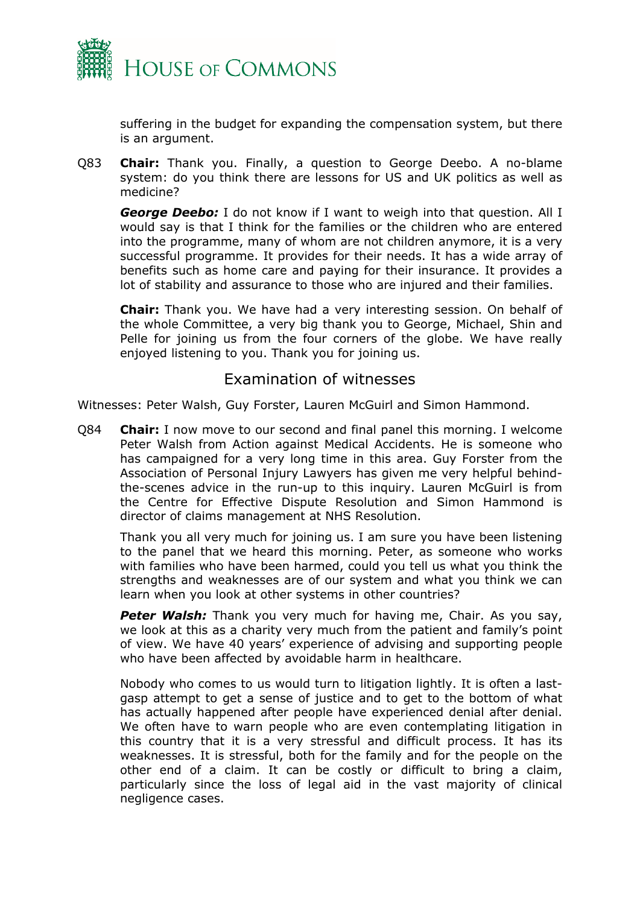suffering in the budget for expanding the compensation system, but there is an argument.

Q83 **Chair:** Thank you. Finally, a question to George Deebo. A no-blame system: do you think there are lessons for US and UK politics as well as medicine?

***George Deebo:*** I do not know if I want to weigh into that question. All I would say is that I think for the families or the children who are entered into the programme, many of whom are not children anymore, it is a very successful programme. It provides for their needs. It has a wide array of benefits such as home care and paying for their insurance. It provides a lot of stability and assurance to those who are injured and their families.

**Chair:** Thank you. We have had a very interesting session. On behalf of the whole Committee, a very big thank you to George, Michael, Shin and Pelle for joining us from the four corners of the globe. We have really enjoyed listening to you. Thank you for joining us.

## Examination of witnesses

Witnesses: Peter Walsh, Guy Forster, Lauren McGuirl and Simon Hammond.

Q84 **Chair:** I now move to our second and final panel this morning. I welcome Peter Walsh from Action against Medical Accidents. He is someone who has campaigned for a very long time in this area. Guy Forster from the Association of Personal Injury Lawyers has given me very helpful behind-the-scenes advice in the run-up to this inquiry. Lauren McGuirl is from the Centre for Effective Dispute Resolution and Simon Hammond is director of claims management at NHS Resolution.

Thank you all very much for joining us. I am sure you have been listening to the panel that we heard this morning. Peter, as someone who works with families who have been harmed, could you tell us what you think the strengths and weaknesses are of our system and what you think we can learn when you look at other systems in other countries?

***Peter Walsh:*** Thank you very much for having me, Chair. As you say, we look at this as a charity very much from the patient and family's point of view. We have 40 years' experience of advising and supporting people who have been affected by avoidable harm in healthcare.

Nobody who comes to us would turn to litigation lightly. It is often a last-gasp attempt to get a sense of justice and to get to the bottom of what has actually happened after people have experienced denial after denial. We often have to warn people who are even contemplating litigation in this country that it is a very stressful and difficult process. It has its weaknesses. It is stressful, both for the family and for the people on the other end of a claim. It can be costly or difficult to bring a claim, particularly since the loss of legal aid in the vast majority of clinical negligence cases.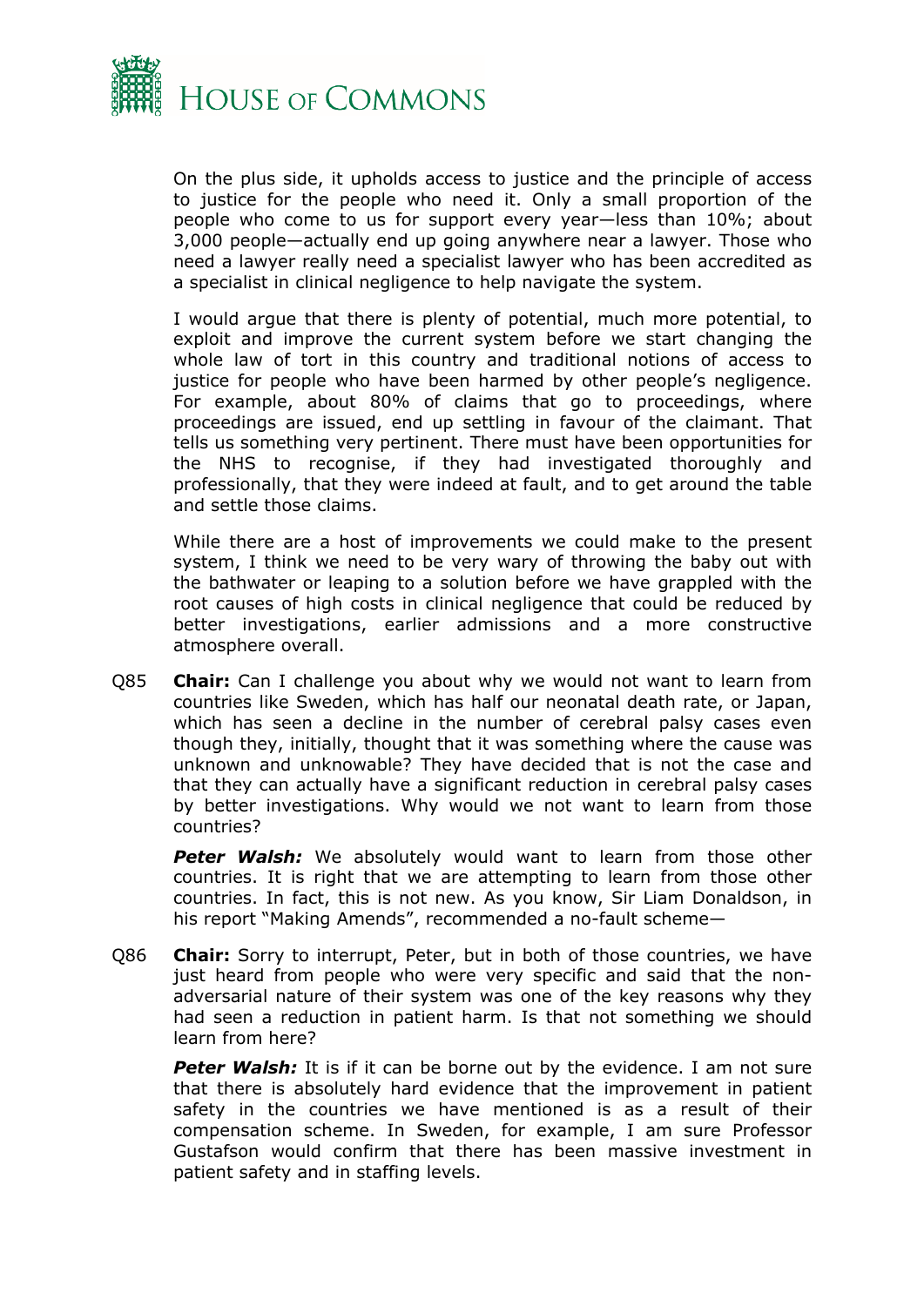On the plus side, it upholds access to justice and the principle of access to justice for the people who need it. Only a small proportion of the people who come to us for support every year—less than 10%; about 3,000 people—actually end up going anywhere near a lawyer. Those who need a lawyer really need a specialist lawyer who has been accredited as a specialist in clinical negligence to help navigate the system.

I would argue that there is plenty of potential, much more potential, to exploit and improve the current system before we start changing the whole law of tort in this country and traditional notions of access to justice for people who have been harmed by other people's negligence. For example, about 80% of claims that go to proceedings, where proceedings are issued, end up settling in favour of the claimant. That tells us something very pertinent. There must have been opportunities for the NHS to recognise, if they had investigated thoroughly and professionally, that they were indeed at fault, and to get around the table and settle those claims.

While there are a host of improvements we could make to the present system, I think we need to be very wary of throwing the baby out with the bathwater or leaping to a solution before we have grappled with the root causes of high costs in clinical negligence that could be reduced by better investigations, earlier admissions and a more constructive atmosphere overall.

Q85 **Chair:** Can I challenge you about why we would not want to learn from countries like Sweden, which has half our neonatal death rate, or Japan, which has seen a decline in the number of cerebral palsy cases even though they, initially, thought that it was something where the cause was unknown and unknowable? They have decided that is not the case and that they can actually have a significant reduction in cerebral palsy cases by better investigations. Why would we not want to learn from those countries?

***Peter Walsh:*** We absolutely would want to learn from those other countries. It is right that we are attempting to learn from those other countries. In fact, this is not new. As you know, Sir Liam Donaldson, in his report "Making Amends", recommended a no-fault scheme—

Q86 **Chair:** Sorry to interrupt, Peter, but in both of those countries, we have just heard from people who were very specific and said that the non-adversarial nature of their system was one of the key reasons why they had seen a reduction in patient harm. Is that not something we should learn from here?

***Peter Walsh:*** It is if it can be borne out by the evidence. I am not sure that there is absolutely hard evidence that the improvement in patient safety in the countries we have mentioned is as a result of their compensation scheme. In Sweden, for example, I am sure Professor Gustafson would confirm that there has been massive investment in patient safety and in staffing levels.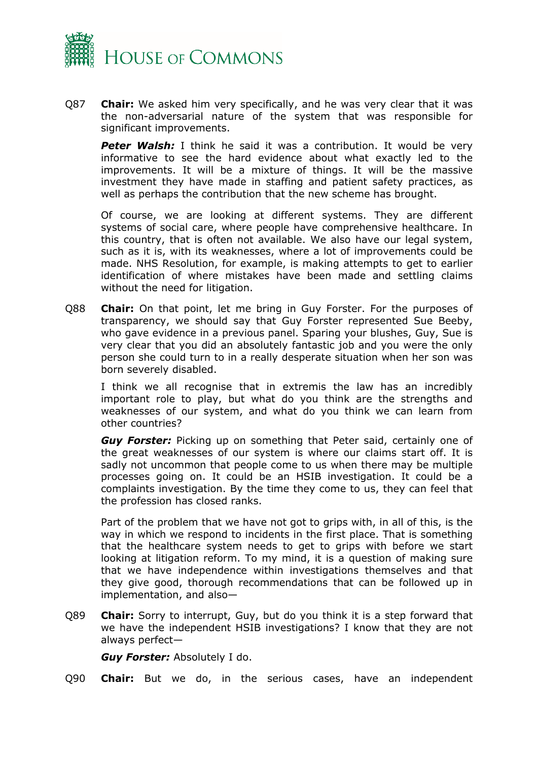Q87 **Chair:** We asked him very specifically, and he was very clear that it was the non-adversarial nature of the system that was responsible for significant improvements.

***Peter Walsh:*** I think he said it was a contribution. It would be very informative to see the hard evidence about what exactly led to the improvements. It will be a mixture of things. It will be the massive investment they have made in staffing and patient safety practices, as well as perhaps the contribution that the new scheme has brought.

Of course, we are looking at different systems. They are different systems of social care, where people have comprehensive healthcare. In this country, that is often not available. We also have our legal system, such as it is, with its weaknesses, where a lot of improvements could be made. NHS Resolution, for example, is making attempts to get to earlier identification of where mistakes have been made and settling claims without the need for litigation.

Q88 **Chair:** On that point, let me bring in Guy Forster. For the purposes of transparency, we should say that Guy Forster represented Sue Beeby, who gave evidence in a previous panel. Sparing your blushes, Guy, Sue is very clear that you did an absolutely fantastic job and you were the only person she could turn to in a really desperate situation when her son was born severely disabled.

I think we all recognise that in extremis the law has an incredibly important role to play, but what do you think are the strengths and weaknesses of our system, and what do you think we can learn from other countries?

***Guy Forster:*** Picking up on something that Peter said, certainly one of the great weaknesses of our system is where our claims start off. It is sadly not uncommon that people come to us when there may be multiple processes going on. It could be an HSIB investigation. It could be a complaints investigation. By the time they come to us, they can feel that the profession has closed ranks.

Part of the problem that we have not got to grips with, in all of this, is the way in which we respond to incidents in the first place. That is something that the healthcare system needs to get to grips with before we start looking at litigation reform. To my mind, it is a question of making sure that we have independence within investigations themselves and that they give good, thorough recommendations that can be followed up in implementation, and also—

Q89 **Chair:** Sorry to interrupt, Guy, but do you think it is a step forward that we have the independent HSIB investigations? I know that they are not always perfect—

***Guy Forster:*** Absolutely I do.

Q90 **Chair:** But we do, in the serious cases, have an independent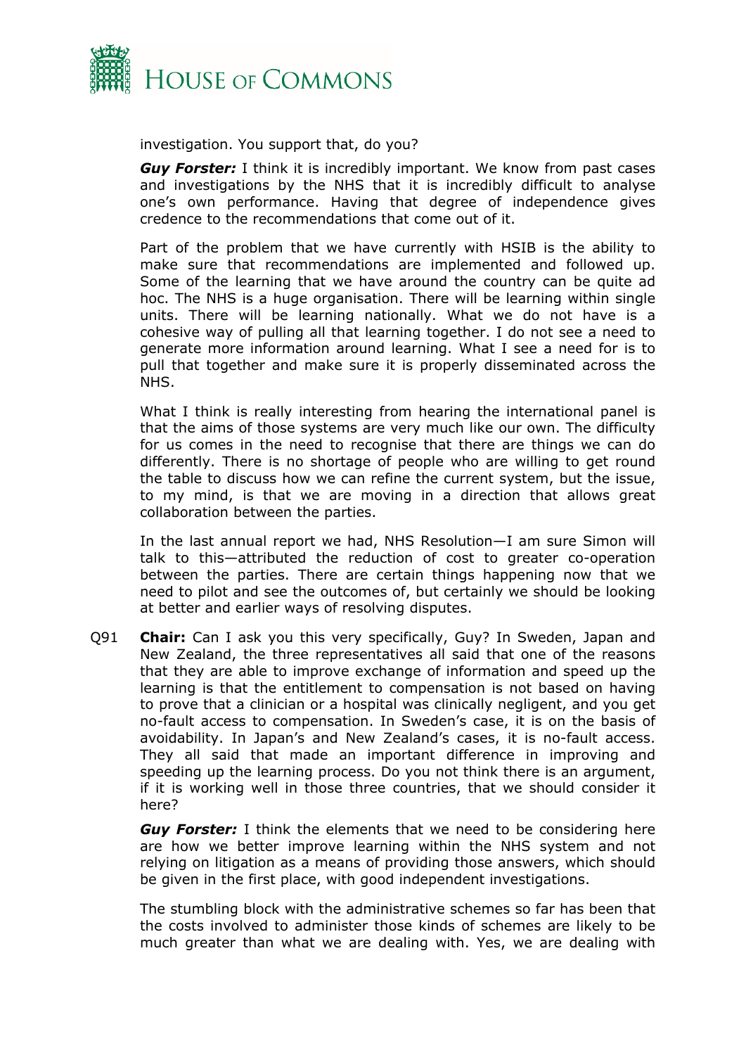investigation. You support that, do you?

***Guy Forster:*** I think it is incredibly important. We know from past cases and investigations by the NHS that it is incredibly difficult to analyse one's own performance. Having that degree of independence gives credence to the recommendations that come out of it.

Part of the problem that we have currently with HSIB is the ability to make sure that recommendations are implemented and followed up. Some of the learning that we have around the country can be quite ad hoc. The NHS is a huge organisation. There will be learning within single units. There will be learning nationally. What we do not have is a cohesive way of pulling all that learning together. I do not see a need to generate more information around learning. What I see a need for is to pull that together and make sure it is properly disseminated across the NHS.

What I think is really interesting from hearing the international panel is that the aims of those systems are very much like our own. The difficulty for us comes in the need to recognise that there are things we can do differently. There is no shortage of people who are willing to get round the table to discuss how we can refine the current system, but the issue, to my mind, is that we are moving in a direction that allows great collaboration between the parties.

In the last annual report we had, NHS Resolution—I am sure Simon will talk to this—attributed the reduction of cost to greater co-operation between the parties. There are certain things happening now that we need to pilot and see the outcomes of, but certainly we should be looking at better and earlier ways of resolving disputes.

Q91 **Chair:** Can I ask you this very specifically, Guy? In Sweden, Japan and New Zealand, the three representatives all said that one of the reasons that they are able to improve exchange of information and speed up the learning is that the entitlement to compensation is not based on having to prove that a clinician or a hospital was clinically negligent, and you get no-fault access to compensation. In Sweden's case, it is on the basis of avoidability. In Japan's and New Zealand's cases, it is no-fault access. They all said that made an important difference in improving and speeding up the learning process. Do you not think there is an argument, if it is working well in those three countries, that we should consider it here?

***Guy Forster:*** I think the elements that we need to be considering here are how we better improve learning within the NHS system and not relying on litigation as a means of providing those answers, which should be given in the first place, with good independent investigations.

The stumbling block with the administrative schemes so far has been that the costs involved to administer those kinds of schemes are likely to be much greater than what we are dealing with. Yes, we are dealing with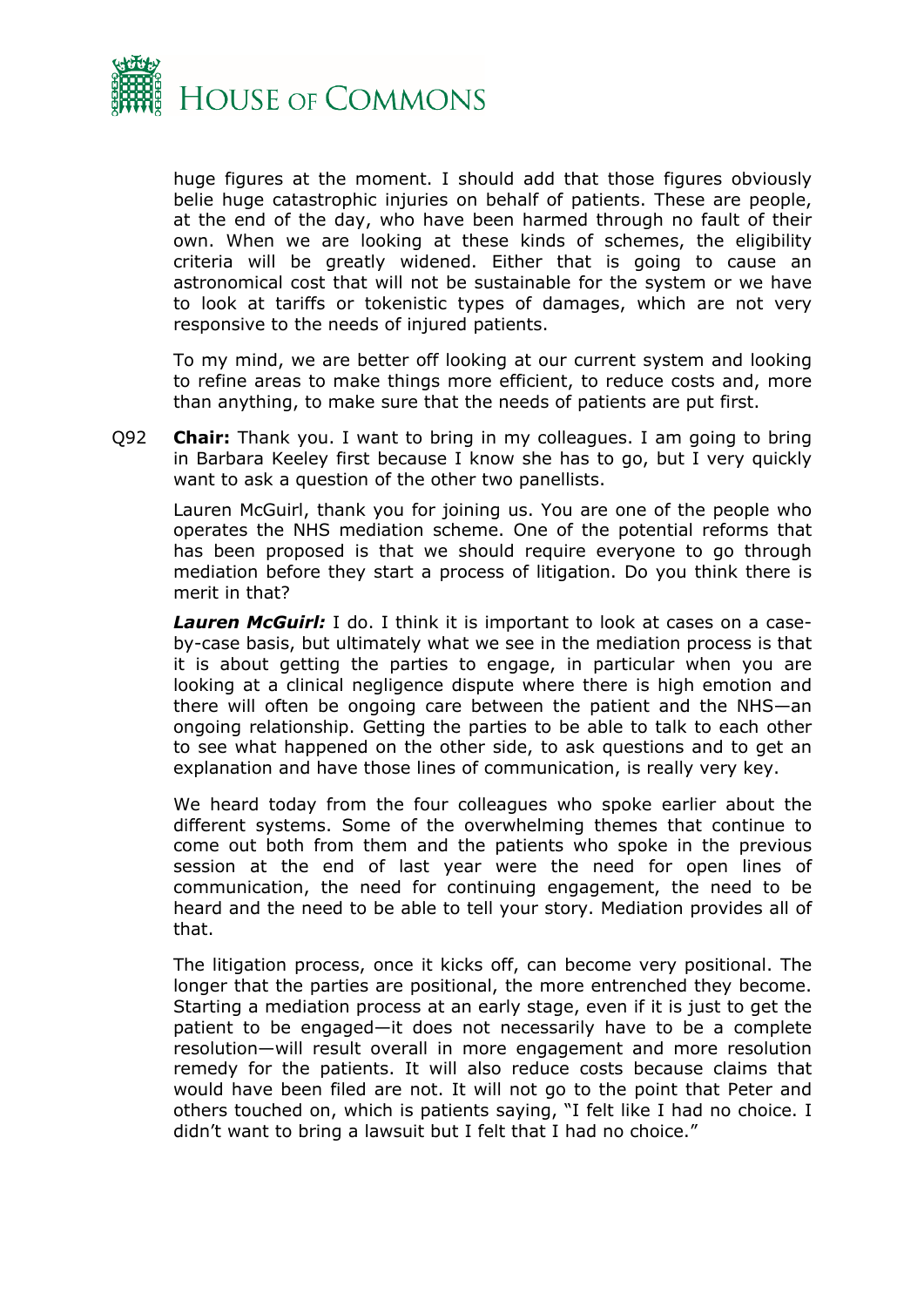huge figures at the moment. I should add that those figures obviously belie huge catastrophic injuries on behalf of patients. These are people, at the end of the day, who have been harmed through no fault of their own. When we are looking at these kinds of schemes, the eligibility criteria will be greatly widened. Either that is going to cause an astronomical cost that will not be sustainable for the system or we have to look at tariffs or tokenistic types of damages, which are not very responsive to the needs of injured patients.

To my mind, we are better off looking at our current system and looking to refine areas to make things more efficient, to reduce costs and, more than anything, to make sure that the needs of patients are put first.

Q92 **Chair:** Thank you. I want to bring in my colleagues. I am going to bring in Barbara Keeley first because I know she has to go, but I very quickly want to ask a question of the other two panellists.

Lauren McGuirl, thank you for joining us. You are one of the people who operates the NHS mediation scheme. One of the potential reforms that has been proposed is that we should require everyone to go through mediation before they start a process of litigation. Do you think there is merit in that?

***Lauren McGuirl:*** I do. I think it is important to look at cases on a case-by-case basis, but ultimately what we see in the mediation process is that it is about getting the parties to engage, in particular when you are looking at a clinical negligence dispute where there is high emotion and there will often be ongoing care between the patient and the NHS—an ongoing relationship. Getting the parties to be able to talk to each other to see what happened on the other side, to ask questions and to get an explanation and have those lines of communication, is really very key.

We heard today from the four colleagues who spoke earlier about the different systems. Some of the overwhelming themes that continue to come out both from them and the patients who spoke in the previous session at the end of last year were the need for open lines of communication, the need for continuing engagement, the need to be heard and the need to be able to tell your story. Mediation provides all of that.

The litigation process, once it kicks off, can become very positional. The longer that the parties are positional, the more entrenched they become. Starting a mediation process at an early stage, even if it is just to get the patient to be engaged—it does not necessarily have to be a complete resolution—will result overall in more engagement and more resolution remedy for the patients. It will also reduce costs because claims that would have been filed are not. It will not go to the point that Peter and others touched on, which is patients saying, "I felt like I had no choice. I didn't want to bring a lawsuit but I felt that I had no choice."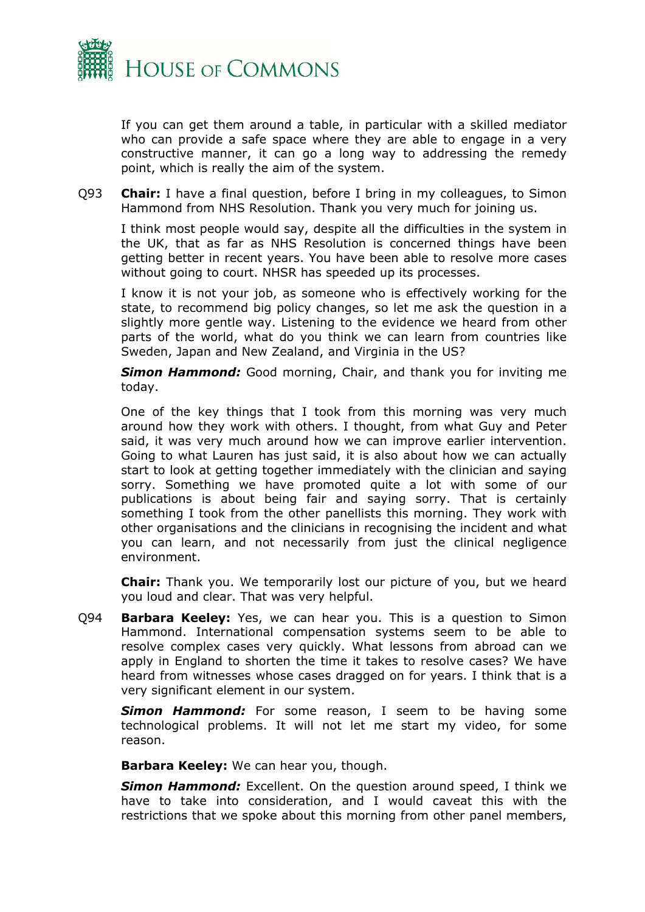If you can get them around a table, in particular with a skilled mediator who can provide a safe space where they are able to engage in a very constructive manner, it can go a long way to addressing the remedy point, which is really the aim of the system.

Q93 **Chair:** I have a final question, before I bring in my colleagues, to Simon Hammond from NHS Resolution. Thank you very much for joining us.

I think most people would say, despite all the difficulties in the system in the UK, that as far as NHS Resolution is concerned things have been getting better in recent years. You have been able to resolve more cases without going to court. NHSR has speeded up its processes.

I know it is not your job, as someone who is effectively working for the state, to recommend big policy changes, so let me ask the question in a slightly more gentle way. Listening to the evidence we heard from other parts of the world, what do you think we can learn from countries like Sweden, Japan and New Zealand, and Virginia in the US?

***Simon Hammond:*** Good morning, Chair, and thank you for inviting me today.

One of the key things that I took from this morning was very much around how they work with others. I thought, from what Guy and Peter said, it was very much around how we can improve earlier intervention. Going to what Lauren has just said, it is also about how we can actually start to look at getting together immediately with the clinician and saying sorry. Something we have promoted quite a lot with some of our publications is about being fair and saying sorry. That is certainly something I took from the other panellists this morning. They work with other organisations and the clinicians in recognising the incident and what you can learn, and not necessarily from just the clinical negligence environment.

**Chair:** Thank you. We temporarily lost our picture of you, but we heard you loud and clear. That was very helpful.

Q94 **Barbara Keeley:** Yes, we can hear you. This is a question to Simon Hammond. International compensation systems seem to be able to resolve complex cases very quickly. What lessons from abroad can we apply in England to shorten the time it takes to resolve cases? We have heard from witnesses whose cases dragged on for years. I think that is a very significant element in our system.

***Simon Hammond:*** For some reason, I seem to be having some technological problems. It will not let me start my video, for some reason.

**Barbara Keeley:** We can hear you, though.

***Simon Hammond:*** Excellent. On the question around speed, I think we have to take into consideration, and I would caveat this with the restrictions that we spoke about this morning from other panel members,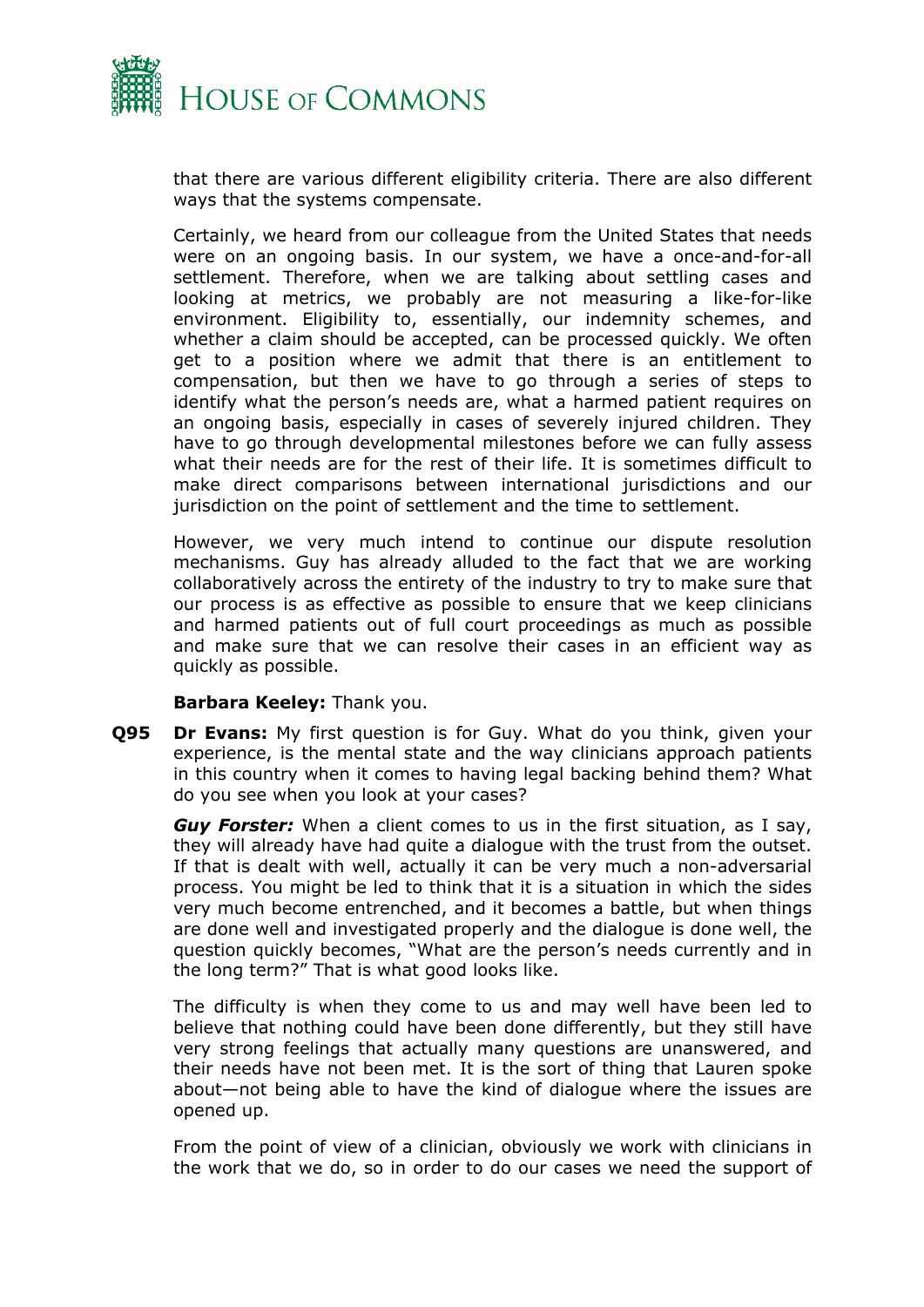that there are various different eligibility criteria. There are also different ways that the systems compensate.

Certainly, we heard from our colleague from the United States that needs were on an ongoing basis. In our system, we have a once-and-for-all settlement. Therefore, when we are talking about settling cases and looking at metrics, we probably are not measuring a like-for-like environment. Eligibility to, essentially, our indemnity schemes, and whether a claim should be accepted, can be processed quickly. We often get to a position where we admit that there is an entitlement to compensation, but then we have to go through a series of steps to identify what the person's needs are, what a harmed patient requires on an ongoing basis, especially in cases of severely injured children. They have to go through developmental milestones before we can fully assess what their needs are for the rest of their life. It is sometimes difficult to make direct comparisons between international jurisdictions and our jurisdiction on the point of settlement and the time to settlement.

However, we very much intend to continue our dispute resolution mechanisms. Guy has already alluded to the fact that we are working collaboratively across the entirety of the industry to try to make sure that our process is as effective as possible to ensure that we keep clinicians and harmed patients out of full court proceedings as much as possible and make sure that we can resolve their cases in an efficient way as quickly as possible.

**Barbara Keeley:** Thank you.

**Q95** **Dr Evans:** My first question is for Guy. What do you think, given your experience, is the mental state and the way clinicians approach patients in this country when it comes to having legal backing behind them? What do you see when you look at your cases?

***Guy Forster:*** When a client comes to us in the first situation, as I say, they will already have had quite a dialogue with the trust from the outset. If that is dealt with well, actually it can be very much a non-adversarial process. You might be led to think that it is a situation in which the sides very much become entrenched, and it becomes a battle, but when things are done well and investigated properly and the dialogue is done well, the question quickly becomes, "What are the person's needs currently and in the long term?" That is what good looks like.

The difficulty is when they come to us and may well have been led to believe that nothing could have been done differently, but they still have very strong feelings that actually many questions are unanswered, and their needs have not been met. It is the sort of thing that Lauren spoke about—not being able to have the kind of dialogue where the issues are opened up.

From the point of view of a clinician, obviously we work with clinicians in the work that we do, so in order to do our cases we need the support of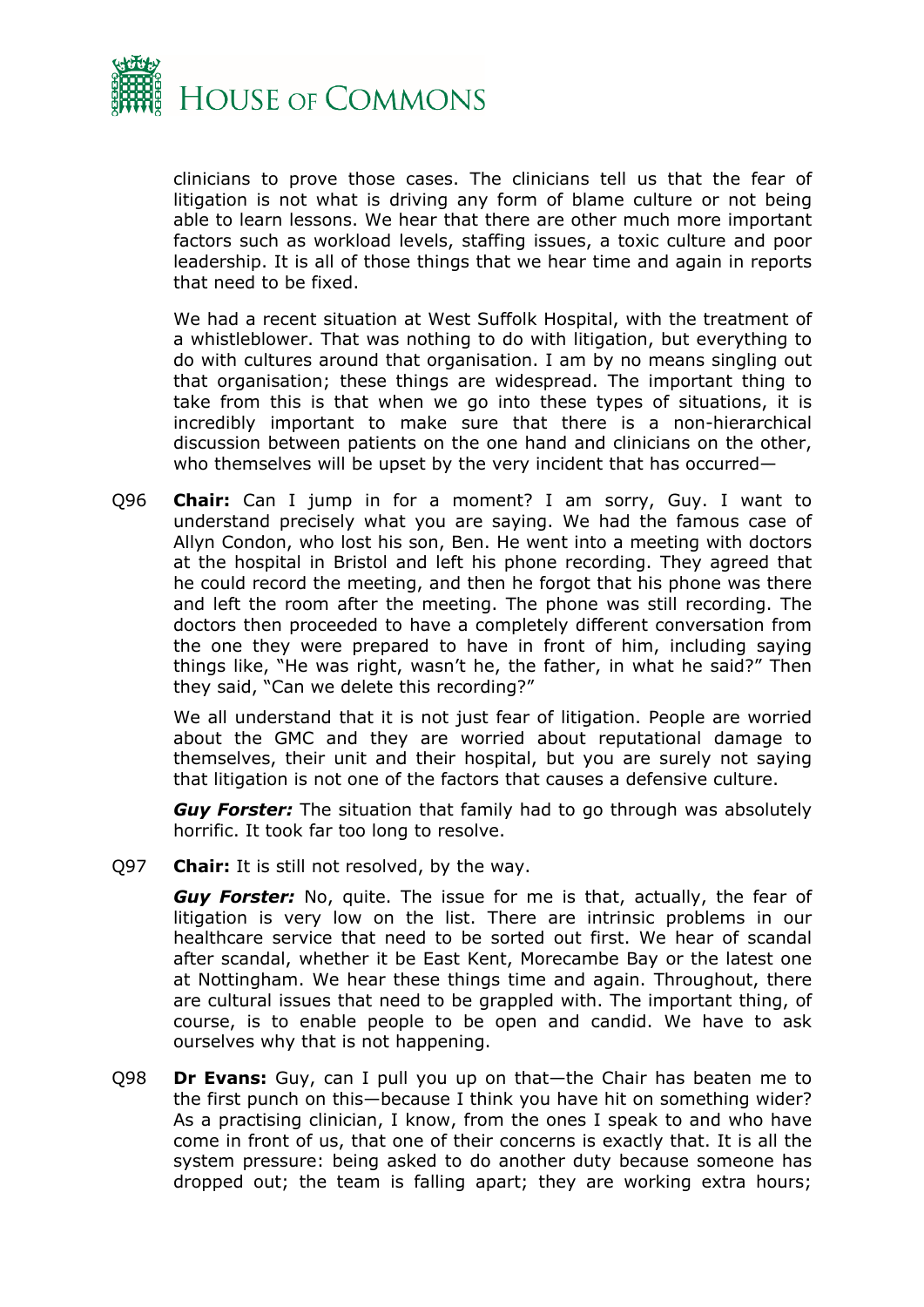clinicians to prove those cases. The clinicians tell us that the fear of litigation is not what is driving any form of blame culture or not being able to learn lessons. We hear that there are other much more important factors such as workload levels, staffing issues, a toxic culture and poor leadership. It is all of those things that we hear time and again in reports that need to be fixed.

We had a recent situation at West Suffolk Hospital, with the treatment of a whistleblower. That was nothing to do with litigation, but everything to do with cultures around that organisation. I am by no means singling out that organisation; these things are widespread. The important thing to take from this is that when we go into these types of situations, it is incredibly important to make sure that there is a non-hierarchical discussion between patients on the one hand and clinicians on the other, who themselves will be upset by the very incident that has occurred—

Q96 **Chair:** Can I jump in for a moment? I am sorry, Guy. I want to understand precisely what you are saying. We had the famous case of Allyn Condon, who lost his son, Ben. He went into a meeting with doctors at the hospital in Bristol and left his phone recording. They agreed that he could record the meeting, and then he forgot that his phone was there and left the room after the meeting. The phone was still recording. The doctors then proceeded to have a completely different conversation from the one they were prepared to have in front of him, including saying things like, "He was right, wasn't he, the father, in what he said?" Then they said, "Can we delete this recording?"

We all understand that it is not just fear of litigation. People are worried about the GMC and they are worried about reputational damage to themselves, their unit and their hospital, but you are surely not saying that litigation is not one of the factors that causes a defensive culture.

***Guy Forster:*** The situation that family had to go through was absolutely horrific. It took far too long to resolve.

Q97 **Chair:** It is still not resolved, by the way.

***Guy Forster:*** No, quite. The issue for me is that, actually, the fear of litigation is very low on the list. There are intrinsic problems in our healthcare service that need to be sorted out first. We hear of scandal after scandal, whether it be East Kent, Morecambe Bay or the latest one at Nottingham. We hear these things time and again. Throughout, there are cultural issues that need to be grappled with. The important thing, of course, is to enable people to be open and candid. We have to ask ourselves why that is not happening.

Q98 **Dr Evans:** Guy, can I pull you up on that—the Chair has beaten me to the first punch on this—because I think you have hit on something wider? As a practising clinician, I know, from the ones I speak to and who have come in front of us, that one of their concerns is exactly that. It is all the system pressure: being asked to do another duty because someone has dropped out; the team is falling apart; they are working extra hours;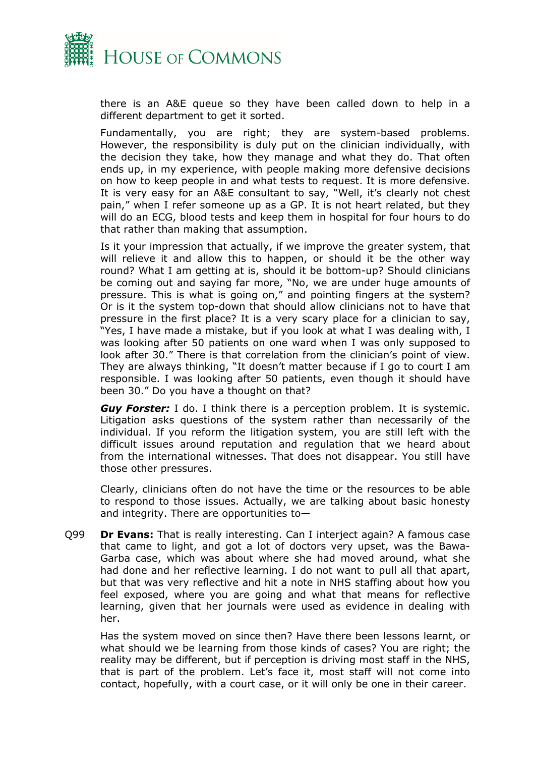there is an A&E queue so they have been called down to help in a different department to get it sorted.

Fundamentally, you are right; they are system-based problems. However, the responsibility is duly put on the clinician individually, with the decision they take, how they manage and what they do. That often ends up, in my experience, with people making more defensive decisions on how to keep people in and what tests to request. It is more defensive. It is very easy for an A&E consultant to say, "Well, it's clearly not chest pain," when I refer someone up as a GP. It is not heart related, but they will do an ECG, blood tests and keep them in hospital for four hours to do that rather than making that assumption.

Is it your impression that actually, if we improve the greater system, that will relieve it and allow this to happen, or should it be the other way round? What I am getting at is, should it be bottom-up? Should clinicians be coming out and saying far more, "No, we are under huge amounts of pressure. This is what is going on," and pointing fingers at the system? Or is it the system top-down that should allow clinicians not to have that pressure in the first place? It is a very scary place for a clinician to say, "Yes, I have made a mistake, but if you look at what I was dealing with, I was looking after 50 patients on one ward when I was only supposed to look after 30." There is that correlation from the clinician's point of view. They are always thinking, "It doesn't matter because if I go to court I am responsible. I was looking after 50 patients, even though it should have been 30." Do you have a thought on that?

***Guy Forster:*** I do. I think there is a perception problem. It is systemic. Litigation asks questions of the system rather than necessarily of the individual. If you reform the litigation system, you are still left with the difficult issues around reputation and regulation that we heard about from the international witnesses. That does not disappear. You still have those other pressures.

Clearly, clinicians often do not have the time or the resources to be able to respond to those issues. Actually, we are talking about basic honesty and integrity. There are opportunities to—

Q99 **Dr Evans:** That is really interesting. Can I interject again? A famous case that came to light, and got a lot of doctors very upset, was the Bawa-Garba case, which was about where she had moved around, what she had done and her reflective learning. I do not want to pull all that apart, but that was very reflective and hit a note in NHS staffing about how you feel exposed, where you are going and what that means for reflective learning, given that her journals were used as evidence in dealing with her.

Has the system moved on since then? Have there been lessons learnt, or what should we be learning from those kinds of cases? You are right; the reality may be different, but if perception is driving most staff in the NHS, that is part of the problem. Let's face it, most staff will not come into contact, hopefully, with a court case, or it will only be one in their career.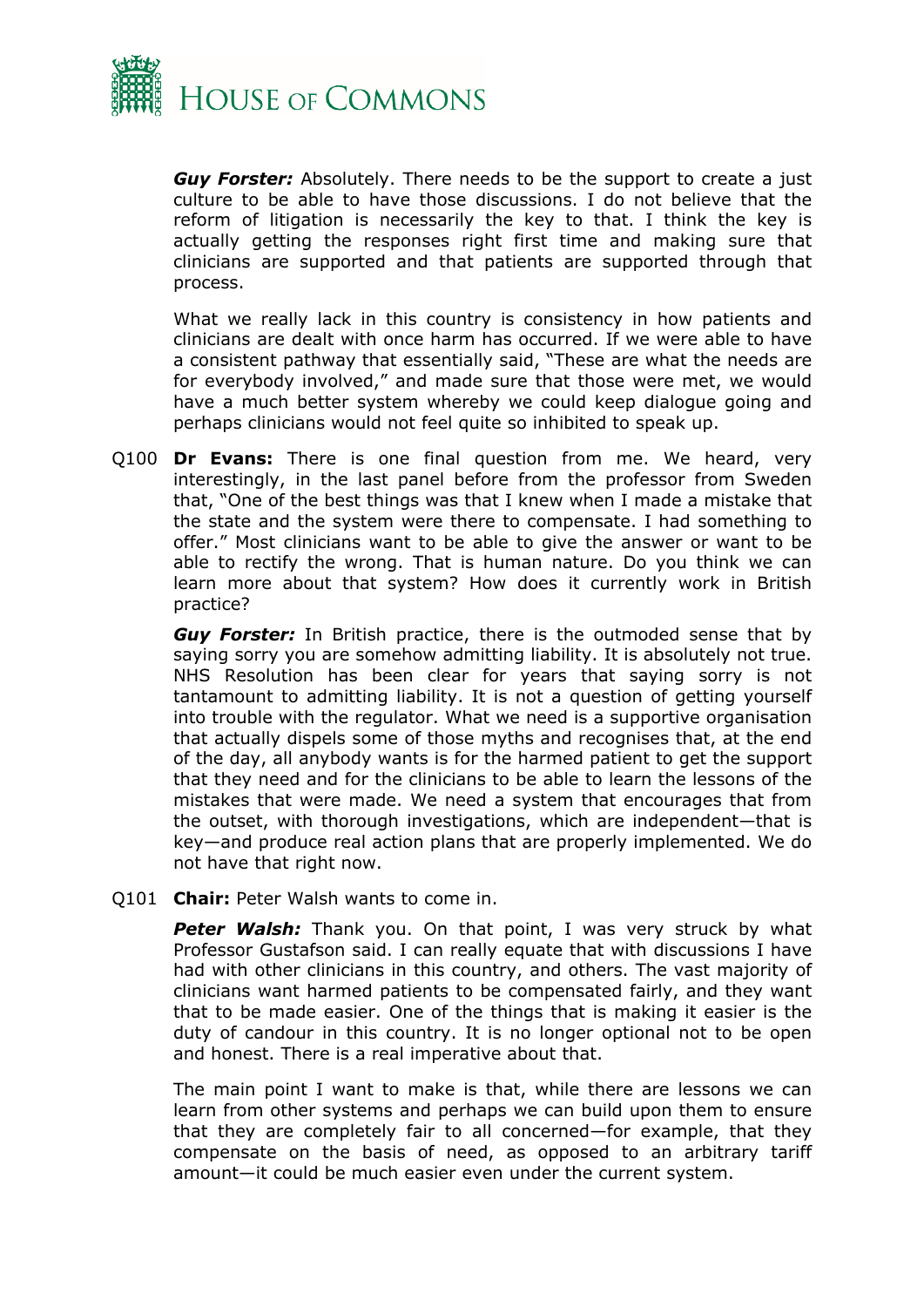***Guy Forster:*** Absolutely. There needs to be the support to create a just culture to be able to have those discussions. I do not believe that the reform of litigation is necessarily the key to that. I think the key is actually getting the responses right first time and making sure that clinicians are supported and that patients are supported through that process.

What we really lack in this country is consistency in how patients and clinicians are dealt with once harm has occurred. If we were able to have a consistent pathway that essentially said, "These are what the needs are for everybody involved," and made sure that those were met, we would have a much better system whereby we could keep dialogue going and perhaps clinicians would not feel quite so inhibited to speak up.

Q100 **Dr Evans:** There is one final question from me. We heard, very interestingly, in the last panel before from the professor from Sweden that, "One of the best things was that I knew when I made a mistake that the state and the system were there to compensate. I had something to offer." Most clinicians want to be able to give the answer or want to be able to rectify the wrong. That is human nature. Do you think we can learn more about that system? How does it currently work in British practice?

***Guy Forster:*** In British practice, there is the outmoded sense that by saying sorry you are somehow admitting liability. It is absolutely not true. NHS Resolution has been clear for years that saying sorry is not tantamount to admitting liability. It is not a question of getting yourself into trouble with the regulator. What we need is a supportive organisation that actually dispels some of those myths and recognises that, at the end of the day, all anybody wants is for the harmed patient to get the support that they need and for the clinicians to be able to learn the lessons of the mistakes that were made. We need a system that encourages that from the outset, with thorough investigations, which are independent—that is key—and produce real action plans that are properly implemented. We do not have that right now.

Q101 **Chair:** Peter Walsh wants to come in.

***Peter Walsh:*** Thank you. On that point, I was very struck by what Professor Gustafson said. I can really equate that with discussions I have had with other clinicians in this country, and others. The vast majority of clinicians want harmed patients to be compensated fairly, and they want that to be made easier. One of the things that is making it easier is the duty of candour in this country. It is no longer optional not to be open and honest. There is a real imperative about that.

The main point I want to make is that, while there are lessons we can learn from other systems and perhaps we can build upon them to ensure that they are completely fair to all concerned—for example, that they compensate on the basis of need, as opposed to an arbitrary tariff amount—it could be much easier even under the current system.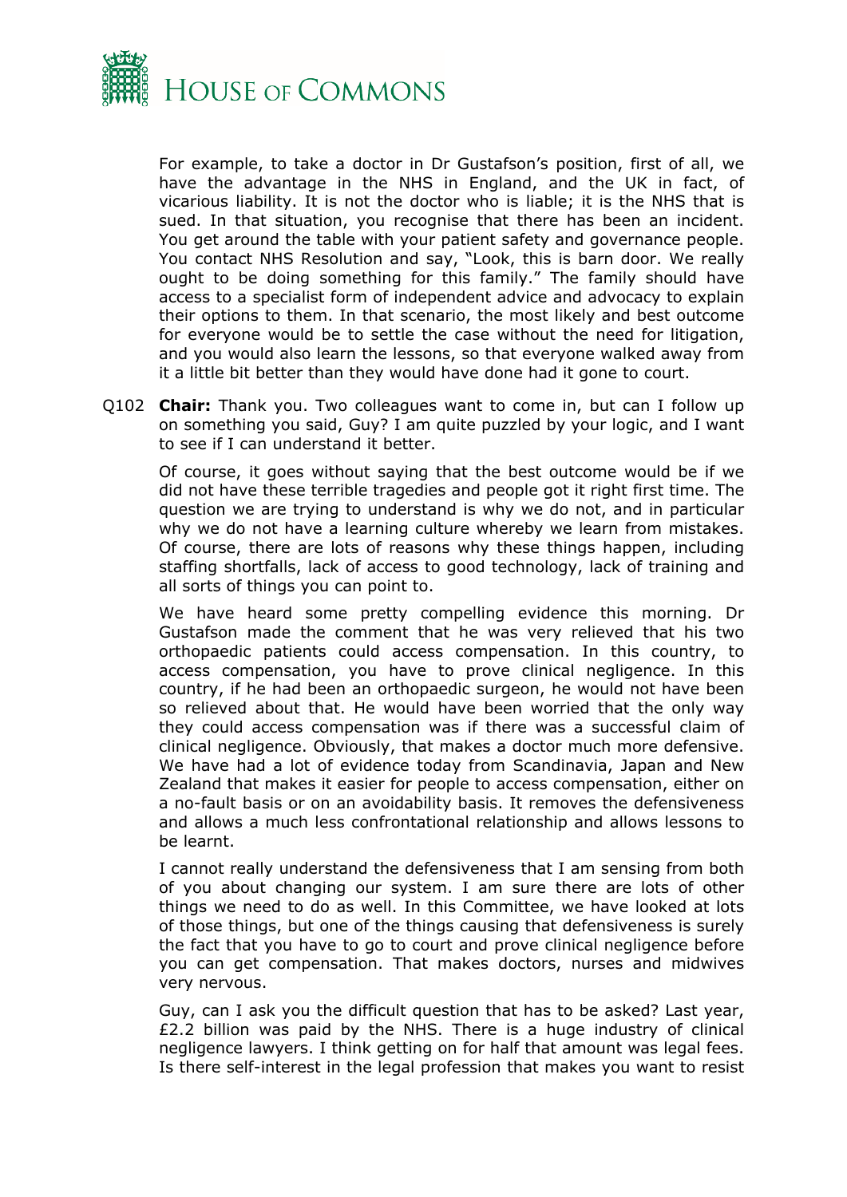For example, to take a doctor in Dr Gustafson's position, first of all, we have the advantage in the NHS in England, and the UK in fact, of vicarious liability. It is not the doctor who is liable; it is the NHS that is sued. In that situation, you recognise that there has been an incident. You get around the table with your patient safety and governance people. You contact NHS Resolution and say, "Look, this is barn door. We really ought to be doing something for this family." The family should have access to a specialist form of independent advice and advocacy to explain their options to them. In that scenario, the most likely and best outcome for everyone would be to settle the case without the need for litigation, and you would also learn the lessons, so that everyone walked away from it a little bit better than they would have done had it gone to court.

Q102 **Chair:** Thank you. Two colleagues want to come in, but can I follow up on something you said, Guy? I am quite puzzled by your logic, and I want to see if I can understand it better.

Of course, it goes without saying that the best outcome would be if we did not have these terrible tragedies and people got it right first time. The question we are trying to understand is why we do not, and in particular why we do not have a learning culture whereby we learn from mistakes. Of course, there are lots of reasons why these things happen, including staffing shortfalls, lack of access to good technology, lack of training and all sorts of things you can point to.

We have heard some pretty compelling evidence this morning. Dr Gustafson made the comment that he was very relieved that his two orthopaedic patients could access compensation. In this country, to access compensation, you have to prove clinical negligence. In this country, if he had been an orthopaedic surgeon, he would not have been so relieved about that. He would have been worried that the only way they could access compensation was if there was a successful claim of clinical negligence. Obviously, that makes a doctor much more defensive. We have had a lot of evidence today from Scandinavia, Japan and New Zealand that makes it easier for people to access compensation, either on a no-fault basis or on an avoidability basis. It removes the defensiveness and allows a much less confrontational relationship and allows lessons to be learnt.

I cannot really understand the defensiveness that I am sensing from both of you about changing our system. I am sure there are lots of other things we need to do as well. In this Committee, we have looked at lots of those things, but one of the things causing that defensiveness is surely the fact that you have to go to court and prove clinical negligence before you can get compensation. That makes doctors, nurses and midwives very nervous.

Guy, can I ask you the difficult question that has to be asked? Last year, £2.2 billion was paid by the NHS. There is a huge industry of clinical negligence lawyers. I think getting on for half that amount was legal fees. Is there self-interest in the legal profession that makes you want to resist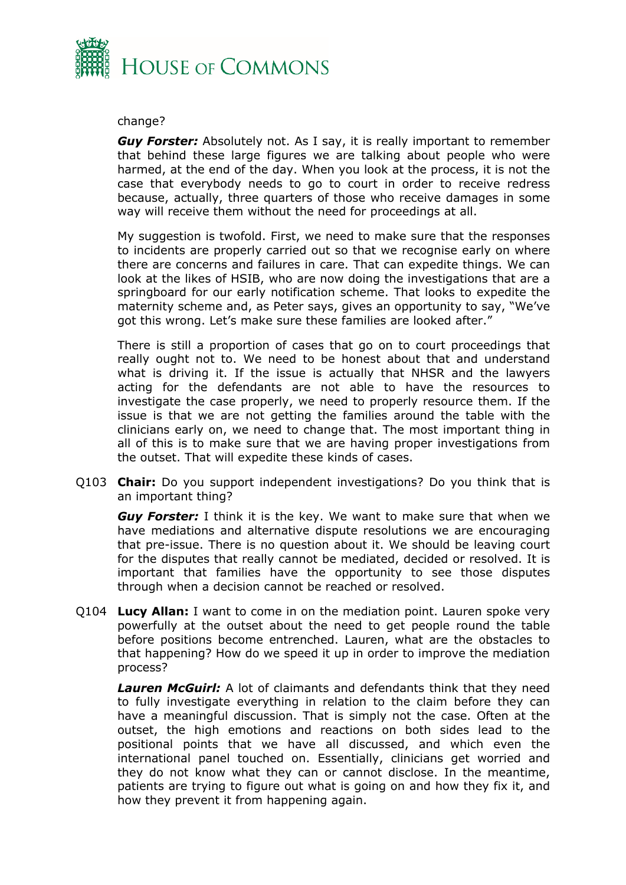change?

***Guy Forster:*** Absolutely not. As I say, it is really important to remember that behind these large figures we are talking about people who were harmed, at the end of the day. When you look at the process, it is not the case that everybody needs to go to court in order to receive redress because, actually, three quarters of those who receive damages in some way will receive them without the need for proceedings at all.

My suggestion is twofold. First, we need to make sure that the responses to incidents are properly carried out so that we recognise early on where there are concerns and failures in care. That can expedite things. We can look at the likes of HSIB, who are now doing the investigations that are a springboard for our early notification scheme. That looks to expedite the maternity scheme and, as Peter says, gives an opportunity to say, "We've got this wrong. Let's make sure these families are looked after."

There is still a proportion of cases that go on to court proceedings that really ought not to. We need to be honest about that and understand what is driving it. If the issue is actually that NHSR and the lawyers acting for the defendants are not able to have the resources to investigate the case properly, we need to properly resource them. If the issue is that we are not getting the families around the table with the clinicians early on, we need to change that. The most important thing in all of this is to make sure that we are having proper investigations from the outset. That will expedite these kinds of cases.

Q103 **Chair:** Do you support independent investigations? Do you think that is an important thing?

***Guy Forster:*** I think it is the key. We want to make sure that when we have mediations and alternative dispute resolutions we are encouraging that pre-issue. There is no question about it. We should be leaving court for the disputes that really cannot be mediated, decided or resolved. It is important that families have the opportunity to see those disputes through when a decision cannot be reached or resolved.

Q104 **Lucy Allan:** I want to come in on the mediation point. Lauren spoke very powerfully at the outset about the need to get people round the table before positions become entrenched. Lauren, what are the obstacles to that happening? How do we speed it up in order to improve the mediation process?

***Lauren McGuirl:*** A lot of claimants and defendants think that they need to fully investigate everything in relation to the claim before they can have a meaningful discussion. That is simply not the case. Often at the outset, the high emotions and reactions on both sides lead to the positional points that we have all discussed, and which even the international panel touched on. Essentially, clinicians get worried and they do not know what they can or cannot disclose. In the meantime, patients are trying to figure out what is going on and how they fix it, and how they prevent it from happening again.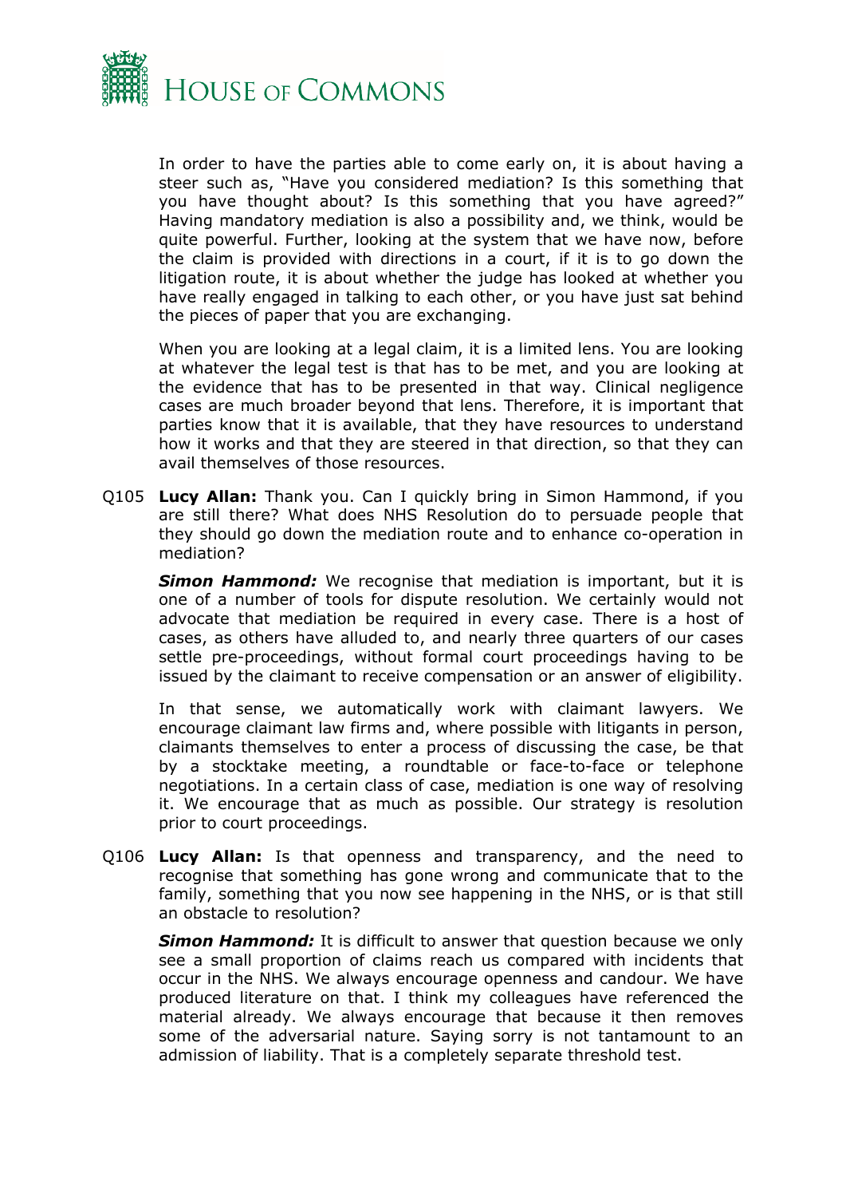In order to have the parties able to come early on, it is about having a steer such as, "Have you considered mediation? Is this something that you have thought about? Is this something that you have agreed?" Having mandatory mediation is also a possibility and, we think, would be quite powerful. Further, looking at the system that we have now, before the claim is provided with directions in a court, if it is to go down the litigation route, it is about whether the judge has looked at whether you have really engaged in talking to each other, or you have just sat behind the pieces of paper that you are exchanging.

When you are looking at a legal claim, it is a limited lens. You are looking at whatever the legal test is that has to be met, and you are looking at the evidence that has to be presented in that way. Clinical negligence cases are much broader beyond that lens. Therefore, it is important that parties know that it is available, that they have resources to understand how it works and that they are steered in that direction, so that they can avail themselves of those resources.

Q105 **Lucy Allan:** Thank you. Can I quickly bring in Simon Hammond, if you are still there? What does NHS Resolution do to persuade people that they should go down the mediation route and to enhance co-operation in mediation?

***Simon Hammond:*** We recognise that mediation is important, but it is one of a number of tools for dispute resolution. We certainly would not advocate that mediation be required in every case. There is a host of cases, as others have alluded to, and nearly three quarters of our cases settle pre-proceedings, without formal court proceedings having to be issued by the claimant to receive compensation or an answer of eligibility.

In that sense, we automatically work with claimant lawyers. We encourage claimant law firms and, where possible with litigants in person, claimants themselves to enter a process of discussing the case, be that by a stocktake meeting, a roundtable or face-to-face or telephone negotiations. In a certain class of case, mediation is one way of resolving it. We encourage that as much as possible. Our strategy is resolution prior to court proceedings.

Q106 **Lucy Allan:** Is that openness and transparency, and the need to recognise that something has gone wrong and communicate that to the family, something that you now see happening in the NHS, or is that still an obstacle to resolution?

***Simon Hammond:*** It is difficult to answer that question because we only see a small proportion of claims reach us compared with incidents that occur in the NHS. We always encourage openness and candour. We have produced literature on that. I think my colleagues have referenced the material already. We always encourage that because it then removes some of the adversarial nature. Saying sorry is not tantamount to an admission of liability. That is a completely separate threshold test.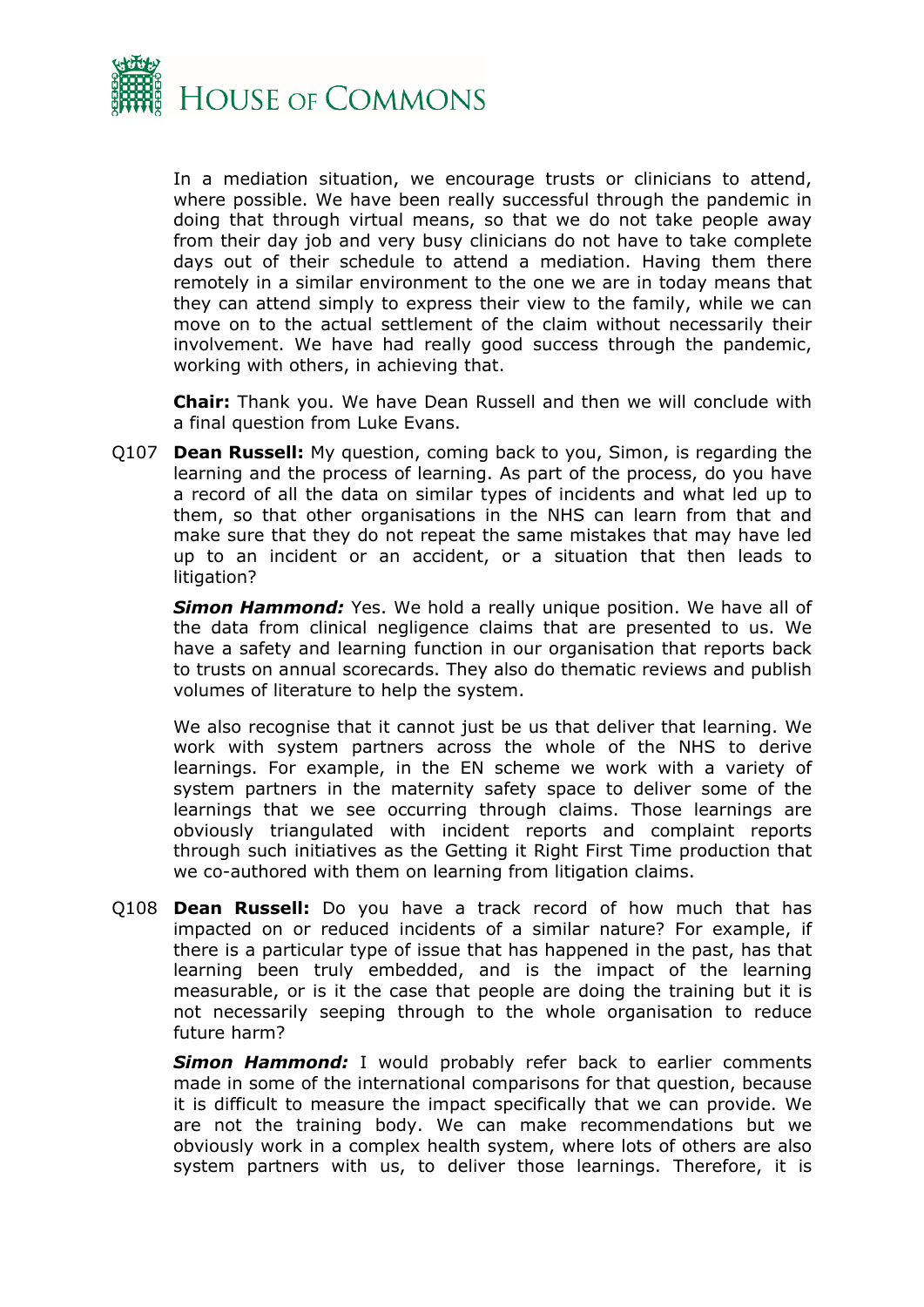In a mediation situation, we encourage trusts or clinicians to attend, where possible. We have been really successful through the pandemic in doing that through virtual means, so that we do not take people away from their day job and very busy clinicians do not have to take complete days out of their schedule to attend a mediation. Having them there remotely in a similar environment to the one we are in today means that they can attend simply to express their view to the family, while we can move on to the actual settlement of the claim without necessarily their involvement. We have had really good success through the pandemic, working with others, in achieving that.

**Chair:** Thank you. We have Dean Russell and then we will conclude with a final question from Luke Evans.

Q107 **Dean Russell:** My question, coming back to you, Simon, is regarding the learning and the process of learning. As part of the process, do you have a record of all the data on similar types of incidents and what led up to them, so that other organisations in the NHS can learn from that and make sure that they do not repeat the same mistakes that may have led up to an incident or an accident, or a situation that then leads to litigation?

***Simon Hammond:*** Yes. We hold a really unique position. We have all of the data from clinical negligence claims that are presented to us. We have a safety and learning function in our organisation that reports back to trusts on annual scorecards. They also do thematic reviews and publish volumes of literature to help the system.

We also recognise that it cannot just be us that deliver that learning. We work with system partners across the whole of the NHS to derive learnings. For example, in the EN scheme we work with a variety of system partners in the maternity safety space to deliver some of the learnings that we see occurring through claims. Those learnings are obviously triangulated with incident reports and complaint reports through such initiatives as the Getting it Right First Time production that we co-authored with them on learning from litigation claims.

Q108 **Dean Russell:** Do you have a track record of how much that has impacted on or reduced incidents of a similar nature? For example, if there is a particular type of issue that has happened in the past, has that learning been truly embedded, and is the impact of the learning measurable, or is it the case that people are doing the training but it is not necessarily seeping through to the whole organisation to reduce future harm?

***Simon Hammond:*** I would probably refer back to earlier comments made in some of the international comparisons for that question, because it is difficult to measure the impact specifically that we can provide. We are not the training body. We can make recommendations but we obviously work in a complex health system, where lots of others are also system partners with us, to deliver those learnings. Therefore, it is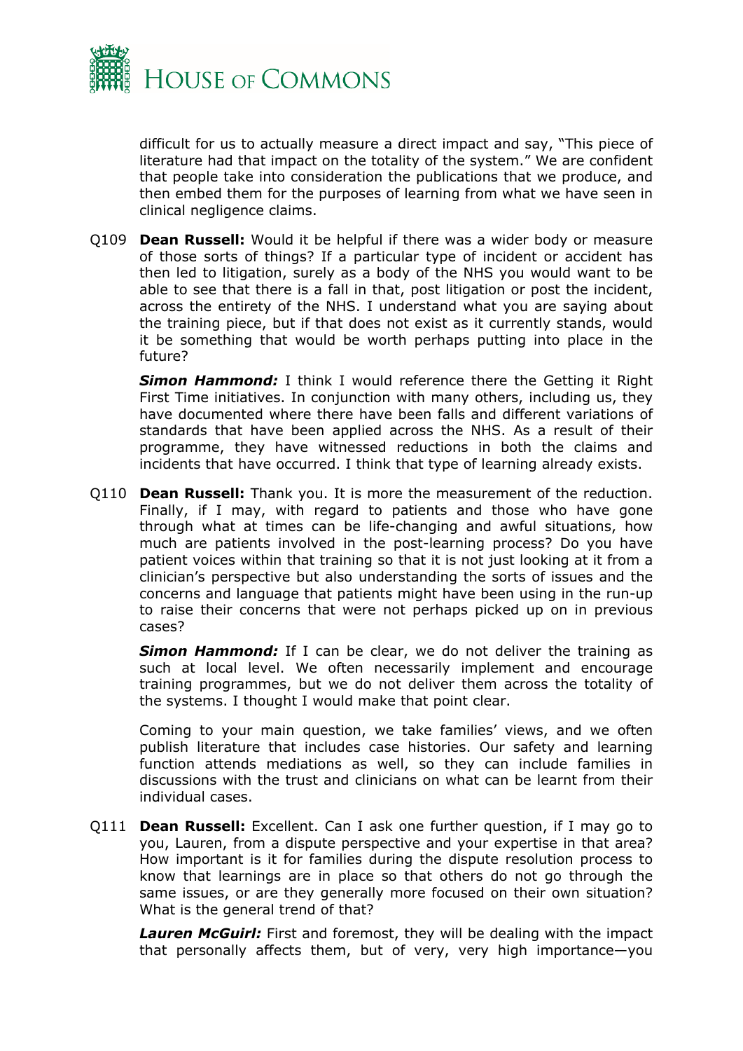difficult for us to actually measure a direct impact and say, "This piece of literature had that impact on the totality of the system." We are confident that people take into consideration the publications that we produce, and then embed them for the purposes of learning from what we have seen in clinical negligence claims.

Q109 **Dean Russell:** Would it be helpful if there was a wider body or measure of those sorts of things? If a particular type of incident or accident has then led to litigation, surely as a body of the NHS you would want to be able to see that there is a fall in that, post litigation or post the incident, across the entirety of the NHS. I understand what you are saying about the training piece, but if that does not exist as it currently stands, would it be something that would be worth perhaps putting into place in the future?

***Simon Hammond:*** I think I would reference there the Getting it Right First Time initiatives. In conjunction with many others, including us, they have documented where there have been falls and different variations of standards that have been applied across the NHS. As a result of their programme, they have witnessed reductions in both the claims and incidents that have occurred. I think that type of learning already exists.

Q110 **Dean Russell:** Thank you. It is more the measurement of the reduction. Finally, if I may, with regard to patients and those who have gone through what at times can be life-changing and awful situations, how much are patients involved in the post-learning process? Do you have patient voices within that training so that it is not just looking at it from a clinician's perspective but also understanding the sorts of issues and the concerns and language that patients might have been using in the run-up to raise their concerns that were not perhaps picked up on in previous cases?

***Simon Hammond:*** If I can be clear, we do not deliver the training as such at local level. We often necessarily implement and encourage training programmes, but we do not deliver them across the totality of the systems. I thought I would make that point clear.

Coming to your main question, we take families' views, and we often publish literature that includes case histories. Our safety and learning function attends mediations as well, so they can include families in discussions with the trust and clinicians on what can be learnt from their individual cases.

Q111 **Dean Russell:** Excellent. Can I ask one further question, if I may go to you, Lauren, from a dispute perspective and your expertise in that area? How important is it for families during the dispute resolution process to know that learnings are in place so that others do not go through the same issues, or are they generally more focused on their own situation? What is the general trend of that?

***Lauren McGuirl:*** First and foremost, they will be dealing with the impact that personally affects them, but of very, very high importance—you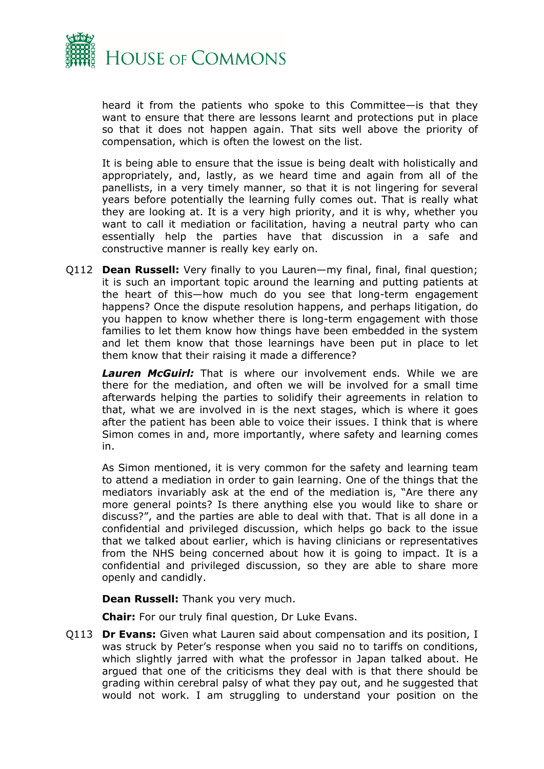heard it from the patients who spoke to this Committee—is that they want to ensure that there are lessons learnt and protections put in place so that it does not happen again. That sits well above the priority of compensation, which is often the lowest on the list.

It is being able to ensure that the issue is being dealt with holistically and appropriately, and, lastly, as we heard time and again from all of the panellists, in a very timely manner, so that it is not lingering for several years before potentially the learning fully comes out. That is really what they are looking at. It is a very high priority, and it is why, whether you want to call it mediation or facilitation, having a neutral party who can essentially help the parties have that discussion in a safe and constructive manner is really key early on.

Q112 **Dean Russell:** Very finally to you Lauren—my final, final, final question; it is such an important topic around the learning and putting patients at the heart of this—how much do you see that long-term engagement happens? Once the dispute resolution happens, and perhaps litigation, do you happen to know whether there is long-term engagement with those families to let them know how things have been embedded in the system and let them know that those learnings have been put in place to let them know that their raising it made a difference?

***Lauren McGuirl:*** That is where our involvement ends. While we are there for the mediation, and often we will be involved for a small time afterwards helping the parties to solidify their agreements in relation to that, what we are involved in is the next stages, which is where it goes after the patient has been able to voice their issues. I think that is where Simon comes in and, more importantly, where safety and learning comes in.

As Simon mentioned, it is very common for the safety and learning team to attend a mediation in order to gain learning. One of the things that the mediators invariably ask at the end of the mediation is, "Are there any more general points? Is there anything else you would like to share or discuss?", and the parties are able to deal with that. That is all done in a confidential and privileged discussion, which helps go back to the issue that we talked about earlier, which is having clinicians or representatives from the NHS being concerned about how it is going to impact. It is a confidential and privileged discussion, so they are able to share more openly and candidly.

**Dean Russell:** Thank you very much.

**Chair:** For our truly final question, Dr Luke Evans.

Q113 **Dr Evans:** Given what Lauren said about compensation and its position, I was struck by Peter's response when you said no to tariffs on conditions, which slightly jarred with what the professor in Japan talked about. He argued that one of the criticisms they deal with is that there should be grading within cerebral palsy of what they pay out, and he suggested that would not work. I am struggling to understand your position on the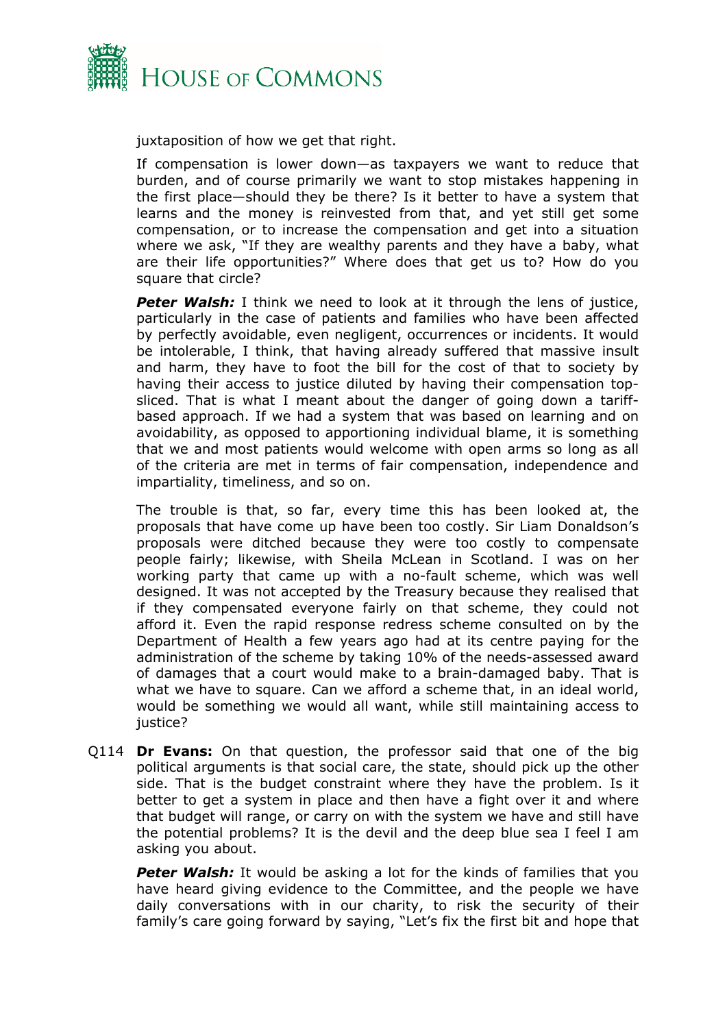juxtaposition of how we get that right.

If compensation is lower down—as taxpayers we want to reduce that burden, and of course primarily we want to stop mistakes happening in the first place—should they be there? Is it better to have a system that learns and the money is reinvested from that, and yet still get some compensation, or to increase the compensation and get into a situation where we ask, "If they are wealthy parents and they have a baby, what are their life opportunities?" Where does that get us to? How do you square that circle?

***Peter Walsh:*** I think we need to look at it through the lens of justice, particularly in the case of patients and families who have been affected by perfectly avoidable, even negligent, occurrences or incidents. It would be intolerable, I think, that having already suffered that massive insult and harm, they have to foot the bill for the cost of that to society by having their access to justice diluted by having their compensation top-sliced. That is what I meant about the danger of going down a tariff-based approach. If we had a system that was based on learning and on avoidability, as opposed to apportioning individual blame, it is something that we and most patients would welcome with open arms so long as all of the criteria are met in terms of fair compensation, independence and impartiality, timeliness, and so on.

The trouble is that, so far, every time this has been looked at, the proposals that have come up have been too costly. Sir Liam Donaldson's proposals were ditched because they were too costly to compensate people fairly; likewise, with Sheila McLean in Scotland. I was on her working party that came up with a no-fault scheme, which was well designed. It was not accepted by the Treasury because they realised that if they compensated everyone fairly on that scheme, they could not afford it. Even the rapid response redress scheme consulted on by the Department of Health a few years ago had at its centre paying for the administration of the scheme by taking 10% of the needs-assessed award of damages that a court would make to a brain-damaged baby. That is what we have to square. Can we afford a scheme that, in an ideal world, would be something we would all want, while still maintaining access to justice?

Q114 **Dr Evans:** On that question, the professor said that one of the big political arguments is that social care, the state, should pick up the other side. That is the budget constraint where they have the problem. Is it better to get a system in place and then have a fight over it and where that budget will range, or carry on with the system we have and still have the potential problems? It is the devil and the deep blue sea I feel I am asking you about.

***Peter Walsh:*** It would be asking a lot for the kinds of families that you have heard giving evidence to the Committee, and the people we have daily conversations with in our charity, to risk the security of their family's care going forward by saying, "Let's fix the first bit and hope that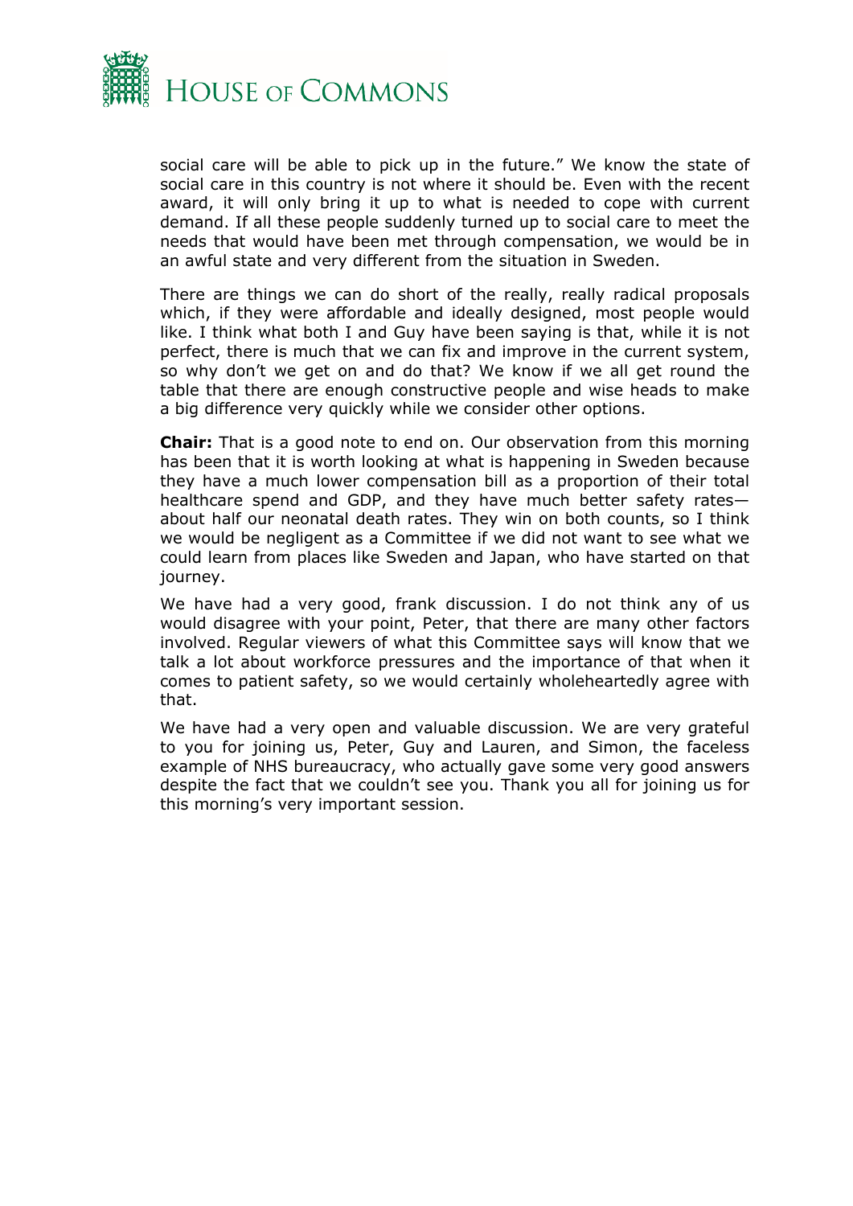social care will be able to pick up in the future.” We know the state of social care in this country is not where it should be. Even with the recent award, it will only bring it up to what is needed to cope with current demand. If all these people suddenly turned up to social care to meet the needs that would have been met through compensation, we would be in an awful state and very different from the situation in Sweden.

There are things we can do short of the really, really radical proposals which, if they were affordable and ideally designed, most people would like. I think what both I and Guy have been saying is that, while it is not perfect, there is much that we can fix and improve in the current system, so why don’t we get on and do that? We know if we all get round the table that there are enough constructive people and wise heads to make a big difference very quickly while we consider other options.

**Chair:** That is a good note to end on. Our observation from this morning has been that it is worth looking at what is happening in Sweden because they have a much lower compensation bill as a proportion of their total healthcare spend and GDP, and they have much better safety rates—about half our neonatal death rates. They win on both counts, so I think we would be negligent as a Committee if we did not want to see what we could learn from places like Sweden and Japan, who have started on that journey.

We have had a very good, frank discussion. I do not think any of us would disagree with your point, Peter, that there are many other factors involved. Regular viewers of what this Committee says will know that we talk a lot about workforce pressures and the importance of that when it comes to patient safety, so we would certainly wholeheartedly agree with that.

We have had a very open and valuable discussion. We are very grateful to you for joining us, Peter, Guy and Lauren, and Simon, the faceless example of NHS bureaucracy, who actually gave some very good answers despite the fact that we couldn’t see you. Thank you all for joining us for this morning’s very important session.